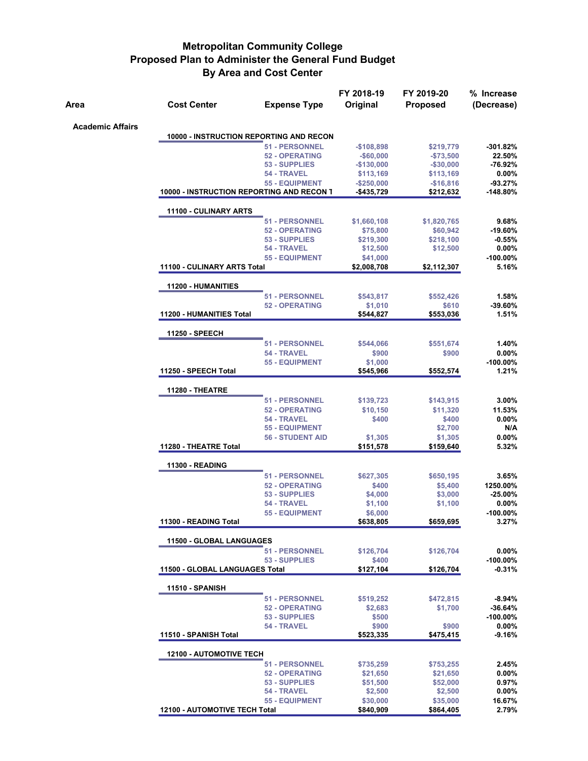# Metropolitan Community College
## Proposed Plan to Administer the General Fund Budget
## By Area and Cost Center

| Area | Cost Center | Expense Type | FY 2018-19 Original | FY 2019-20 Proposed | % Increase (Decrease) |
|---|---|---|---|---|---|
| **Academic Affairs** | | | | | |
| | **10000 - INSTRUCTION REPORTING AND RECON** | | | | |
| | | 51 - PERSONNEL | -$108,898 | $219,779 | -301.82% |
| | | 52 - OPERATING | -$60,000 | -$73,500 | 22.50% |
| | | 53 - SUPPLIES | -$130,000 | -$30,000 | -76.92% |
| | | 54 - TRAVEL | $113,169 | $113,169 | 0.00% |
| | | 55 - EQUIPMENT | -$250,000 | -$16,816 | -93.27% |
| | **10000 - INSTRUCTION REPORTING AND RECON T** | | **-$435,729** | **$212,632** | **-148.80%** |
| | **11100 - CULINARY ARTS** | | | | |
| | | 51 - PERSONNEL | $1,660,108 | $1,820,765 | 9.68% |
| | | 52 - OPERATING | $75,800 | $60,942 | -19.60% |
| | | 53 - SUPPLIES | $219,300 | $218,100 | -0.55% |
| | | 54 - TRAVEL | $12,500 | $12,500 | 0.00% |
| | | 55 - EQUIPMENT | $41,000 | | -100.00% |
| | **11100 - CULINARY ARTS Total** | | **$2,008,708** | **$2,112,307** | **5.16%** |
| | **11200 - HUMANITIES** | | | | |
| | | 51 - PERSONNEL | $543,817 | $552,426 | 1.58% |
| | | 52 - OPERATING | $1,010 | $610 | -39.60% |
| | **11200 - HUMANITIES Total** | | **$544,827** | **$553,036** | **1.51%** |
| | **11250 - SPEECH** | | | | |
| | | 51 - PERSONNEL | $544,066 | $551,674 | 1.40% |
| | | 54 - TRAVEL | $900 | $900 | 0.00% |
| | | 55 - EQUIPMENT | $1,000 | | -100.00% |
| | **11250 - SPEECH Total** | | **$545,966** | **$552,574** | **1.21%** |
| | **11280 - THEATRE** | | | | |
| | | 51 - PERSONNEL | $139,723 | $143,915 | 3.00% |
| | | 52 - OPERATING | $10,150 | $11,320 | 11.53% |
| | | 54 - TRAVEL | $400 | $400 | 0.00% |
| | | 55 - EQUIPMENT | | $2,700 | N/A |
| | | 56 - STUDENT AID | $1,305 | $1,305 | 0.00% |
| | **11280 - THEATRE Total** | | **$151,578** | **$159,640** | **5.32%** |
| | **11300 - READING** | | | | |
| | | 51 - PERSONNEL | $627,305 | $650,195 | 3.65% |
| | | 52 - OPERATING | $400 | $5,400 | 1250.00% |
| | | 53 - SUPPLIES | $4,000 | $3,000 | -25.00% |
| | | 54 - TRAVEL | $1,100 | $1,100 | 0.00% |
| | | 55 - EQUIPMENT | $6,000 | | -100.00% |
| | **11300 - READING Total** | | **$638,805** | **$659,695** | **3.27%** |
| | **11500 - GLOBAL LANGUAGES** | | | | |
| | | 51 - PERSONNEL | $126,704 | $126,704 | 0.00% |
| | | 53 - SUPPLIES | $400 | | -100.00% |
| | **11500 - GLOBAL LANGUAGES Total** | | **$127,104** | **$126,704** | **-0.31%** |
| | **11510 - SPANISH** | | | | |
| | | 51 - PERSONNEL | $519,252 | $472,815 | -8.94% |
| | | 52 - OPERATING | $2,683 | $1,700 | -36.64% |
| | | 53 - SUPPLIES | $500 | | -100.00% |
| | | 54 - TRAVEL | $900 | $900 | 0.00% |
| | **11510 - SPANISH Total** | | **$523,335** | **$475,415** | **-9.16%** |
| | **12100 - AUTOMOTIVE TECH** | | | | |
| | | 51 - PERSONNEL | $735,259 | $753,255 | 2.45% |
| | | 52 - OPERATING | $21,650 | $21,650 | 0.00% |
| | | 53 - SUPPLIES | $51,500 | $52,000 | 0.97% |
| | | 54 - TRAVEL | $2,500 | $2,500 | 0.00% |
| | | 55 - EQUIPMENT | $30,000 | $35,000 | 16.67% |
| | **12100 - AUTOMOTIVE TECH Total** | | **$840,909** | **$864,405** | **2.79%** |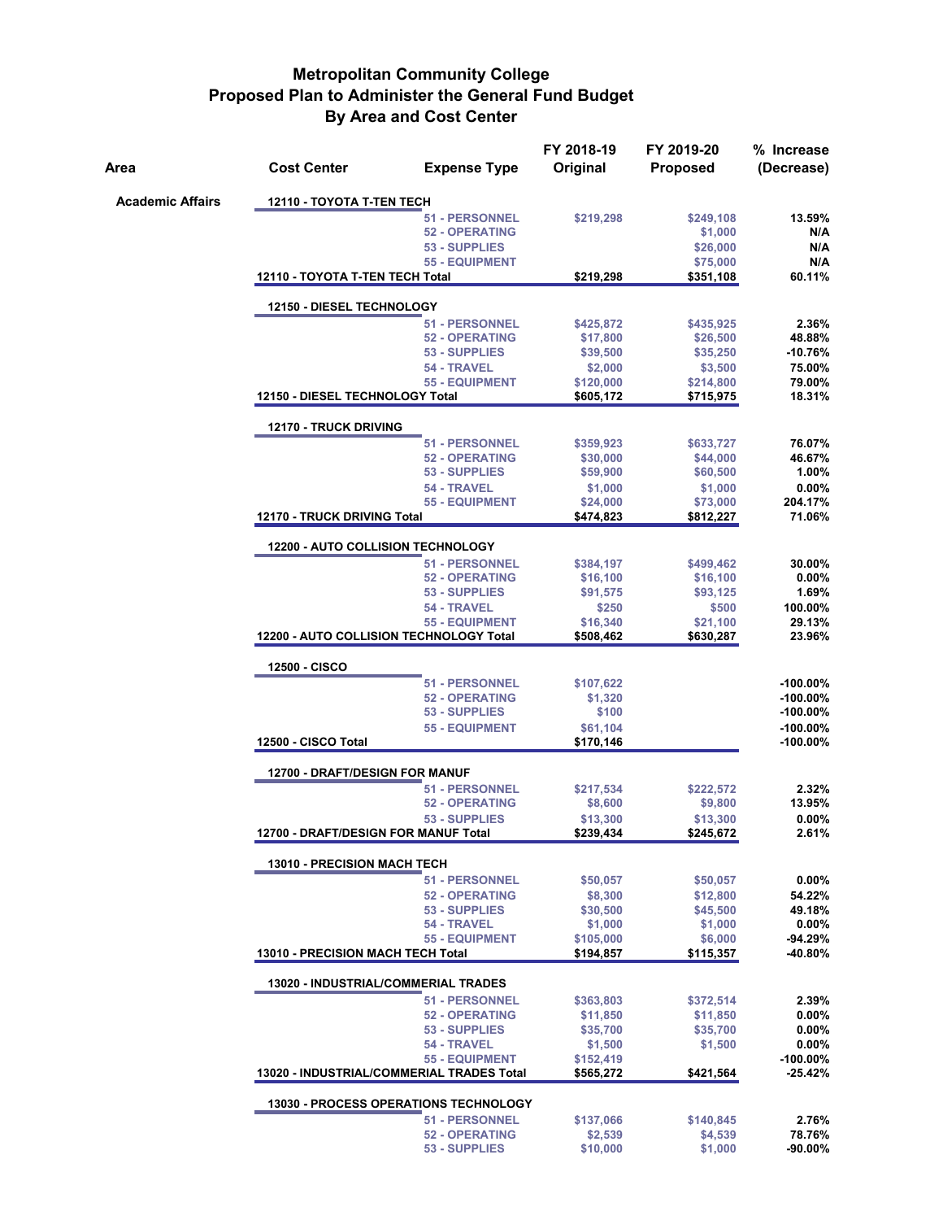# Metropolitan Community College
## Proposed Plan to Administer the General Fund Budget
### By Area and Cost Center

| Area | Cost Center | Expense Type | FY 2018-19 Original | FY 2019-20 Proposed | % Increase (Decrease) |
|---|---|---|---|---|---|
| Academic Affairs | 12110 - TOYOTA T-TEN TECH | | | | |
| | | 51 - PERSONNEL | $219,298 | $249,108 | 13.59% |
| | | 52 - OPERATING | | $1,000 | N/A |
| | | 53 - SUPPLIES | | $26,000 | N/A |
| | | 55 - EQUIPMENT | | $75,000 | N/A |
| | 12110 - TOYOTA T-TEN TECH Total | | $219,298 | $351,108 | 60.11% |
| | 12150 - DIESEL TECHNOLOGY | | | | |
| | | 51 - PERSONNEL | $425,872 | $435,925 | 2.36% |
| | | 52 - OPERATING | $17,800 | $26,500 | 48.88% |
| | | 53 - SUPPLIES | $39,500 | $35,250 | -10.76% |
| | | 54 - TRAVEL | $2,000 | $3,500 | 75.00% |
| | | 55 - EQUIPMENT | $120,000 | $214,800 | 79.00% |
| | 12150 - DIESEL TECHNOLOGY Total | | $605,172 | $715,975 | 18.31% |
| | 12170 - TRUCK DRIVING | | | | |
| | | 51 - PERSONNEL | $359,923 | $633,727 | 76.07% |
| | | 52 - OPERATING | $30,000 | $44,000 | 46.67% |
| | | 53 - SUPPLIES | $59,900 | $60,500 | 1.00% |
| | | 54 - TRAVEL | $1,000 | $1,000 | 0.00% |
| | | 55 - EQUIPMENT | $24,000 | $73,000 | 204.17% |
| | 12170 - TRUCK DRIVING Total | | $474,823 | $812,227 | 71.06% |
| | 12200 - AUTO COLLISION TECHNOLOGY | | | | |
| | | 51 - PERSONNEL | $384,197 | $499,462 | 30.00% |
| | | 52 - OPERATING | $16,100 | $16,100 | 0.00% |
| | | 53 - SUPPLIES | $91,575 | $93,125 | 1.69% |
| | | 54 - TRAVEL | $250 | $500 | 100.00% |
| | | 55 - EQUIPMENT | $16,340 | $21,100 | 29.13% |
| | 12200 - AUTO COLLISION TECHNOLOGY Total | | $508,462 | $630,287 | 23.96% |
| | 12500 - CISCO | | | | |
| | | 51 - PERSONNEL | $107,622 | | -100.00% |
| | | 52 - OPERATING | $1,320 | | -100.00% |
| | | 53 - SUPPLIES | $100 | | -100.00% |
| | | 55 - EQUIPMENT | $61,104 | | -100.00% |
| | 12500 - CISCO Total | | $170,146 | | -100.00% |
| | 12700 - DRAFT/DESIGN FOR MANUF | | | | |
| | | 51 - PERSONNEL | $217,534 | $222,572 | 2.32% |
| | | 52 - OPERATING | $8,600 | $9,800 | 13.95% |
| | | 53 - SUPPLIES | $13,300 | $13,300 | 0.00% |
| | 12700 - DRAFT/DESIGN FOR MANUF Total | | $239,434 | $245,672 | 2.61% |
| | 13010 - PRECISION MACH TECH | | | | |
| | | 51 - PERSONNEL | $50,057 | $50,057 | 0.00% |
| | | 52 - OPERATING | $8,300 | $12,800 | 54.22% |
| | | 53 - SUPPLIES | $30,500 | $45,500 | 49.18% |
| | | 54 - TRAVEL | $1,000 | $1,000 | 0.00% |
| | | 55 - EQUIPMENT | $105,000 | $6,000 | -94.29% |
| | 13010 - PRECISION MACH TECH Total | | $194,857 | $115,357 | -40.80% |
| | 13020 - INDUSTRIAL/COMMERIAL TRADES | | | | |
| | | 51 - PERSONNEL | $363,803 | $372,514 | 2.39% |
| | | 52 - OPERATING | $11,850 | $11,850 | 0.00% |
| | | 53 - SUPPLIES | $35,700 | $35,700 | 0.00% |
| | | 54 - TRAVEL | $1,500 | $1,500 | 0.00% |
| | | 55 - EQUIPMENT | $152,419 | | -100.00% |
| | 13020 - INDUSTRIAL/COMMERIAL TRADES Total | | $565,272 | $421,564 | -25.42% |
| | 13030 - PROCESS OPERATIONS TECHNOLOGY | | | | |
| | | 51 - PERSONNEL | $137,066 | $140,845 | 2.76% |
| | | 52 - OPERATING | $2,539 | $4,539 | 78.76% |
| | | 53 - SUPPLIES | $10,000 | $1,000 | -90.00% |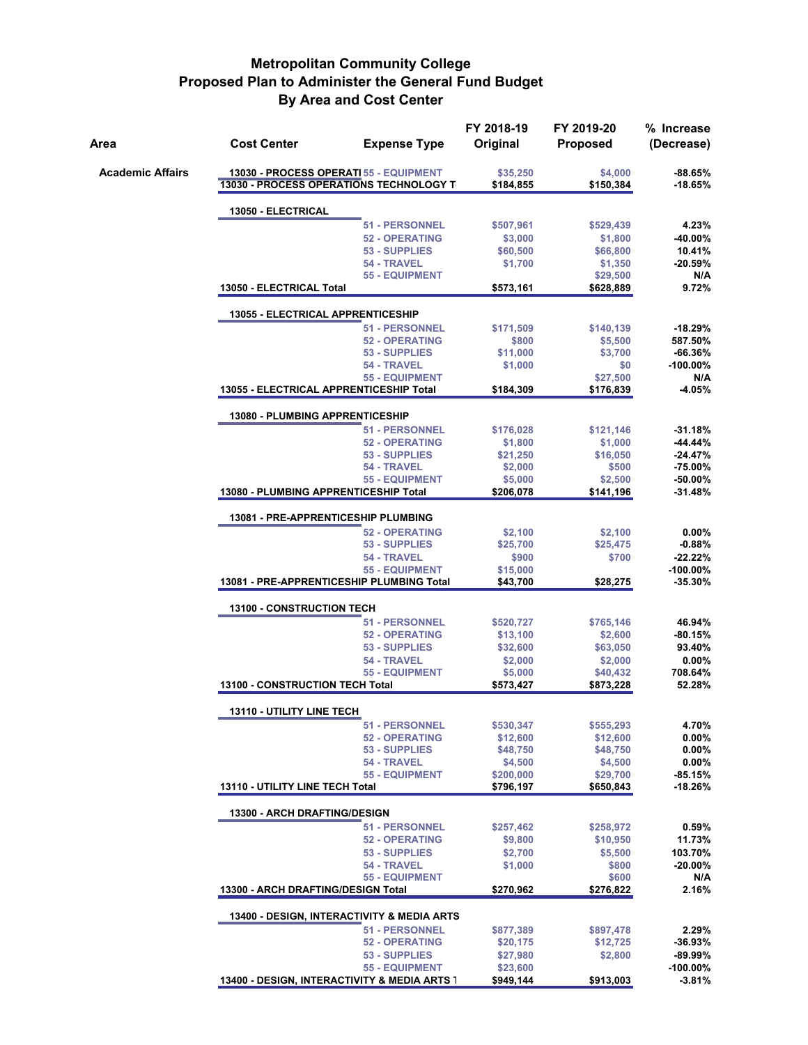# Metropolitan Community College
## Proposed Plan to Administer the General Fund Budget
### By Area and Cost Center

| Area | Cost Center | Expense Type | FY 2018-19 Original | FY 2019-20 Proposed | % Increase (Decrease) |
|---|---|---|---|---|---|
| Academic Affairs | 13030 - PROCESS OPERATI | 55 - EQUIPMENT | $35,250 | $4,000 | -88.65% |
| | 13030 - PROCESS OPERATIONS TECHNOLOGY T | | $184,855 | $150,384 | -18.65% |
| | 13050 - ELECTRICAL | | | | |
| | | 51 - PERSONNEL | $507,961 | $529,439 | 4.23% |
| | | 52 - OPERATING | $3,000 | $1,800 | -40.00% |
| | | 53 - SUPPLIES | $60,500 | $66,800 | 10.41% |
| | | 54 - TRAVEL | $1,700 | $1,350 | -20.59% |
| | | 55 - EQUIPMENT | | $29,500 | N/A |
| | 13050 - ELECTRICAL Total | | $573,161 | $628,889 | 9.72% |
| | 13055 - ELECTRICAL APPRENTICESHIP | | | | |
| | | 51 - PERSONNEL | $171,509 | $140,139 | -18.29% |
| | | 52 - OPERATING | $800 | $5,500 | 587.50% |
| | | 53 - SUPPLIES | $11,000 | $3,700 | -66.36% |
| | | 54 - TRAVEL | $1,000 | $0 | -100.00% |
| | | 55 - EQUIPMENT | | $27,500 | N/A |
| | 13055 - ELECTRICAL APPRENTICESHIP Total | | $184,309 | $176,839 | -4.05% |
| | 13080 - PLUMBING APPRENTICESHIP | | | | |
| | | 51 - PERSONNEL | $176,028 | $121,146 | -31.18% |
| | | 52 - OPERATING | $1,800 | $1,000 | -44.44% |
| | | 53 - SUPPLIES | $21,250 | $16,050 | -24.47% |
| | | 54 - TRAVEL | $2,000 | $500 | -75.00% |
| | | 55 - EQUIPMENT | $5,000 | $2,500 | -50.00% |
| | 13080 - PLUMBING APPRENTICESHIP Total | | $206,078 | $141,196 | -31.48% |
| | 13081 - PRE-APPRENTICESHIP PLUMBING | | | | |
| | | 52 - OPERATING | $2,100 | $2,100 | 0.00% |
| | | 53 - SUPPLIES | $25,700 | $25,475 | -0.88% |
| | | 54 - TRAVEL | $900 | $700 | -22.22% |
| | | 55 - EQUIPMENT | $15,000 | | -100.00% |
| | 13081 - PRE-APPRENTICESHIP PLUMBING Total | | $43,700 | $28,275 | -35.30% |
| | 13100 - CONSTRUCTION TECH | | | | |
| | | 51 - PERSONNEL | $520,727 | $765,146 | 46.94% |
| | | 52 - OPERATING | $13,100 | $2,600 | -80.15% |
| | | 53 - SUPPLIES | $32,600 | $63,050 | 93.40% |
| | | 54 - TRAVEL | $2,000 | $2,000 | 0.00% |
| | | 55 - EQUIPMENT | $5,000 | $40,432 | 708.64% |
| | 13100 - CONSTRUCTION TECH Total | | $573,427 | $873,228 | 52.28% |
| | 13110 - UTILITY LINE TECH | | | | |
| | | 51 - PERSONNEL | $530,347 | $555,293 | 4.70% |
| | | 52 - OPERATING | $12,600 | $12,600 | 0.00% |
| | | 53 - SUPPLIES | $48,750 | $48,750 | 0.00% |
| | | 54 - TRAVEL | $4,500 | $4,500 | 0.00% |
| | | 55 - EQUIPMENT | $200,000 | $29,700 | -85.15% |
| | 13110 - UTILITY LINE TECH Total | | $796,197 | $650,843 | -18.26% |
| | 13300 - ARCH DRAFTING/DESIGN | | | | |
| | | 51 - PERSONNEL | $257,462 | $258,972 | 0.59% |
| | | 52 - OPERATING | $9,800 | $10,950 | 11.73% |
| | | 53 - SUPPLIES | $2,700 | $5,500 | 103.70% |
| | | 54 - TRAVEL | $1,000 | $800 | -20.00% |
| | | 55 - EQUIPMENT | | $600 | N/A |
| | 13300 - ARCH DRAFTING/DESIGN Total | | $270,962 | $276,822 | 2.16% |
| | 13400 - DESIGN, INTERACTIVITY & MEDIA ARTS | | | | |
| | | 51 - PERSONNEL | $877,389 | $897,478 | 2.29% |
| | | 52 - OPERATING | $20,175 | $12,725 | -36.93% |
| | | 53 - SUPPLIES | $27,980 | $2,800 | -89.99% |
| | | 55 - EQUIPMENT | $23,600 | | -100.00% |
| | 13400 - DESIGN, INTERACTIVITY & MEDIA ARTS T | | $949,144 | $913,003 | -3.81% |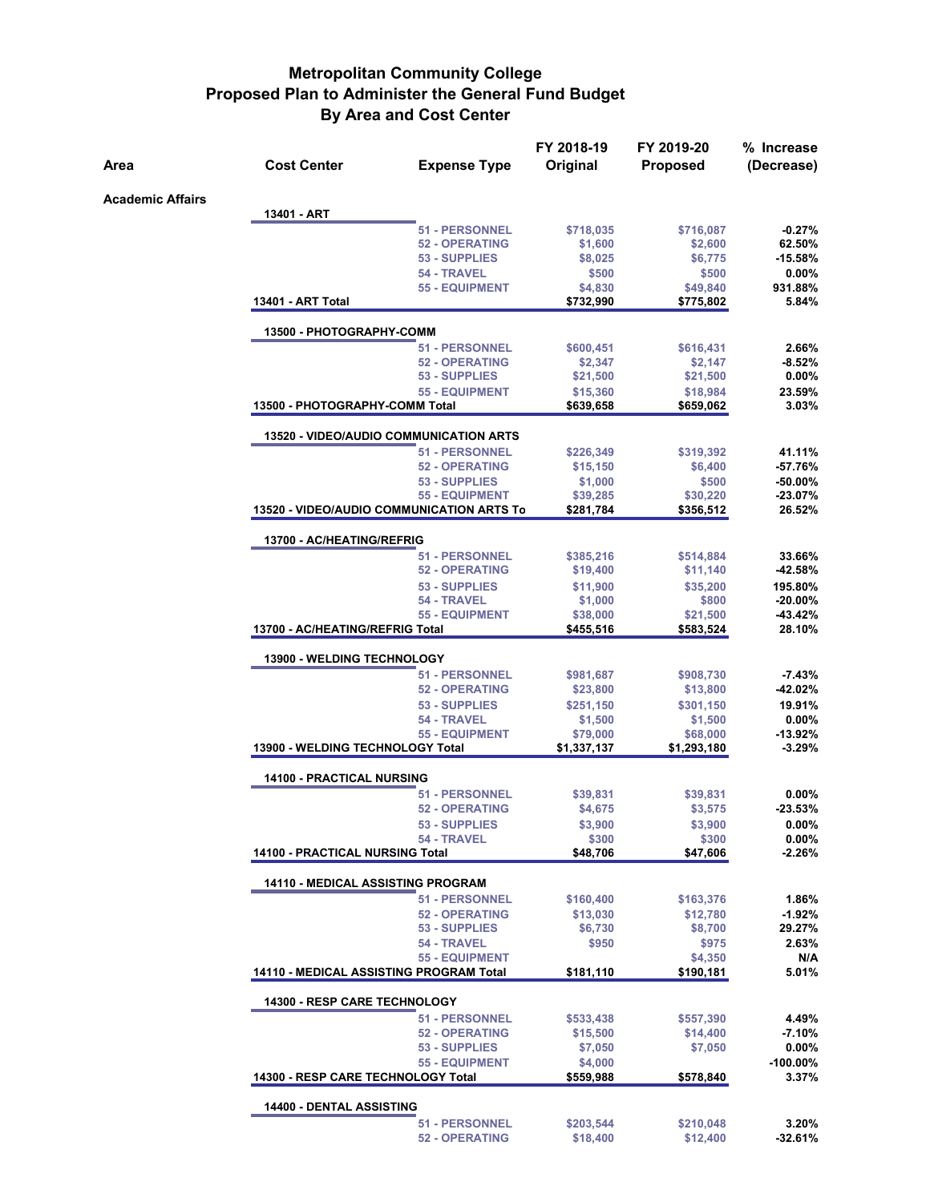# Metropolitan Community College
## Proposed Plan to Administer the General Fund Budget
## By Area and Cost Center

| Area | Cost Center | Expense Type | FY 2018-19 Original | FY 2019-20 Proposed | % Increase (Decrease) |
|---|---|---|---|---|---|
| **Academic Affairs** | | | | | |
| | **13401 - ART** | | | | |
| | | 51 - PERSONNEL | $718,035 | $716,087 | -0.27% |
| | | 52 - OPERATING | $1,600 | $2,600 | 62.50% |
| | | 53 - SUPPLIES | $8,025 | $6,775 | -15.58% |
| | | 54 - TRAVEL | $500 | $500 | 0.00% |
| | | 55 - EQUIPMENT | $4,830 | $49,840 | 931.88% |
| | **13401 - ART Total** | | **$732,990** | **$775,802** | **5.84%** |
| | **13500 - PHOTOGRAPHY-COMM** | | | | |
| | | 51 - PERSONNEL | $600,451 | $616,431 | 2.66% |
| | | 52 - OPERATING | $2,347 | $2,147 | -8.52% |
| | | 53 - SUPPLIES | $21,500 | $21,500 | 0.00% |
| | | 55 - EQUIPMENT | $15,360 | $18,984 | 23.59% |
| | **13500 - PHOTOGRAPHY-COMM Total** | | **$639,658** | **$659,062** | **3.03%** |
| | **13520 - VIDEO/AUDIO COMMUNICATION ARTS** | | | | |
| | | 51 - PERSONNEL | $226,349 | $319,392 | 41.11% |
| | | 52 - OPERATING | $15,150 | $6,400 | -57.76% |
| | | 53 - SUPPLIES | $1,000 | $500 | -50.00% |
| | | 55 - EQUIPMENT | $39,285 | $30,220 | -23.07% |
| | **13520 - VIDEO/AUDIO COMMUNICATION ARTS To** | | **$281,784** | **$356,512** | **26.52%** |
| | **13700 - AC/HEATING/REFRIG** | | | | |
| | | 51 - PERSONNEL | $385,216 | $514,884 | 33.66% |
| | | 52 - OPERATING | $19,400 | $11,140 | -42.58% |
| | | 53 - SUPPLIES | $11,900 | $35,200 | 195.80% |
| | | 54 - TRAVEL | $1,000 | $800 | -20.00% |
| | | 55 - EQUIPMENT | $38,000 | $21,500 | -43.42% |
| | **13700 - AC/HEATING/REFRIG Total** | | **$455,516** | **$583,524** | **28.10%** |
| | **13900 - WELDING TECHNOLOGY** | | | | |
| | | 51 - PERSONNEL | $981,687 | $908,730 | -7.43% |
| | | 52 - OPERATING | $23,800 | $13,800 | -42.02% |
| | | 53 - SUPPLIES | $251,150 | $301,150 | 19.91% |
| | | 54 - TRAVEL | $1,500 | $1,500 | 0.00% |
| | | 55 - EQUIPMENT | $79,000 | $68,000 | -13.92% |
| | **13900 - WELDING TECHNOLOGY Total** | | **$1,337,137** | **$1,293,180** | **-3.29%** |
| | **14100 - PRACTICAL NURSING** | | | | |
| | | 51 - PERSONNEL | $39,831 | $39,831 | 0.00% |
| | | 52 - OPERATING | $4,675 | $3,575 | -23.53% |
| | | 53 - SUPPLIES | $3,900 | $3,900 | 0.00% |
| | | 54 - TRAVEL | $300 | $300 | 0.00% |
| | **14100 - PRACTICAL NURSING Total** | | **$48,706** | **$47,606** | **-2.26%** |
| | **14110 - MEDICAL ASSISTING PROGRAM** | | | | |
| | | 51 - PERSONNEL | $160,400 | $163,376 | 1.86% |
| | | 52 - OPERATING | $13,030 | $12,780 | -1.92% |
| | | 53 - SUPPLIES | $6,730 | $8,700 | 29.27% |
| | | 54 - TRAVEL | $950 | $975 | 2.63% |
| | | 55 - EQUIPMENT | | $4,350 | N/A |
| | **14110 - MEDICAL ASSISTING PROGRAM Total** | | **$181,110** | **$190,181** | **5.01%** |
| | **14300 - RESP CARE TECHNOLOGY** | | | | |
| | | 51 - PERSONNEL | $533,438 | $557,390 | 4.49% |
| | | 52 - OPERATING | $15,500 | $14,400 | -7.10% |
| | | 53 - SUPPLIES | $7,050 | $7,050 | 0.00% |
| | | 55 - EQUIPMENT | $4,000 | | -100.00% |
| | **14300 - RESP CARE TECHNOLOGY Total** | | **$559,988** | **$578,840** | **3.37%** |
| | **14400 - DENTAL ASSISTING** | | | | |
| | | 51 - PERSONNEL | $203,544 | $210,048 | 3.20% |
| | | 52 - OPERATING | $18,400 | $12,400 | -32.61% |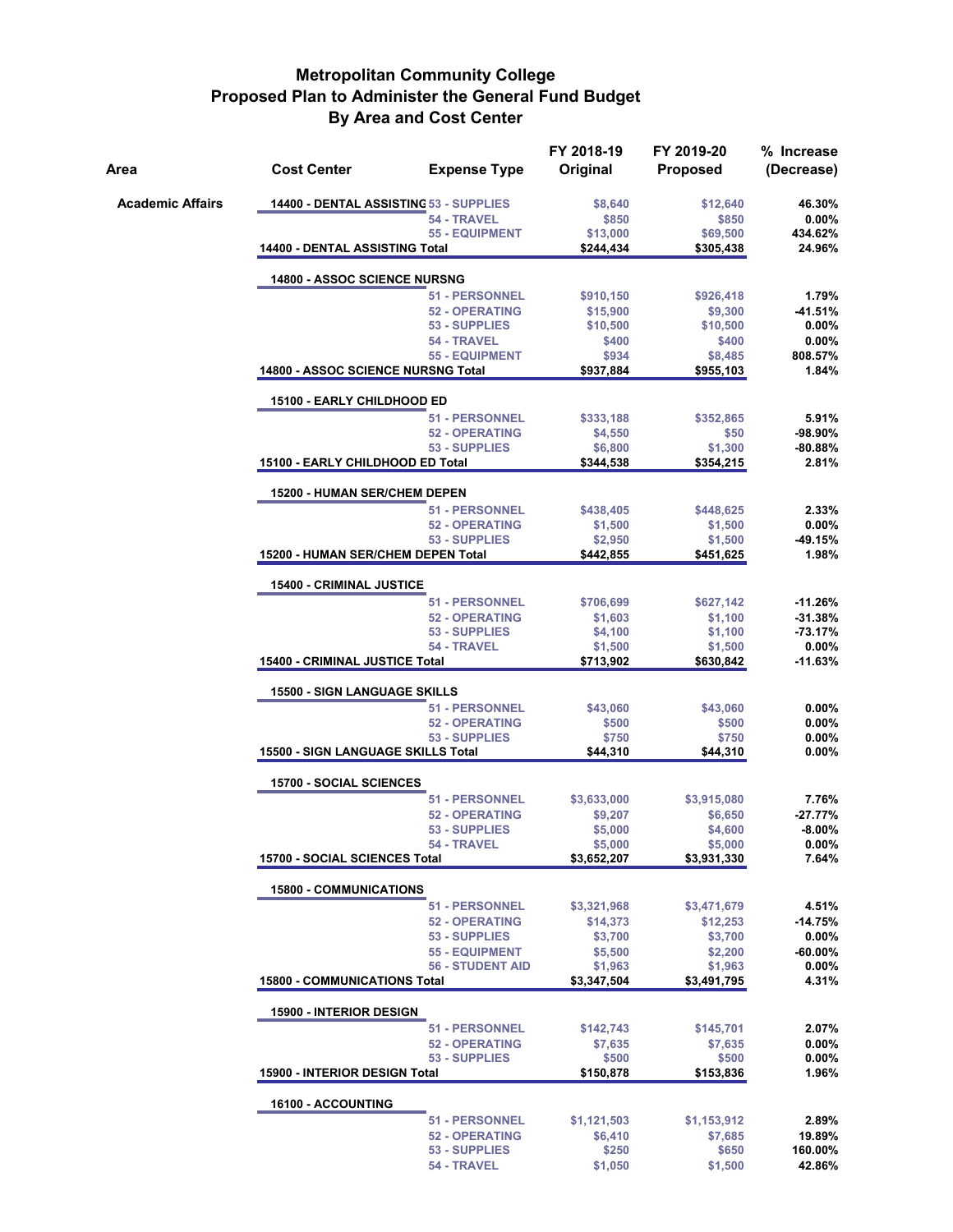# Metropolitan Community College
# Proposed Plan to Administer the General Fund Budget
# By Area and Cost Center

| Area | Cost Center | Expense Type | FY 2018-19 Original | FY 2019-20 Proposed | % Increase (Decrease) |
|---|---|---|---|---|---|
| **Academic Affairs** | **14400 - DENTAL ASSISTING** | 53 - SUPPLIES | $8,640 | $12,640 | 46.30% |
| | | 54 - TRAVEL | $850 | $850 | 0.00% |
| | | 55 - EQUIPMENT | $13,000 | $69,500 | 434.62% |
| | **14400 - DENTAL ASSISTING Total** | | **$244,434** | **$305,438** | **24.96%** |
| | **14800 - ASSOC SCIENCE NURSNG** | | | | |
| | | 51 - PERSONNEL | $910,150 | $926,418 | 1.79% |
| | | 52 - OPERATING | $15,900 | $9,300 | -41.51% |
| | | 53 - SUPPLIES | $10,500 | $10,500 | 0.00% |
| | | 54 - TRAVEL | $400 | $400 | 0.00% |
| | | 55 - EQUIPMENT | $934 | $8,485 | 808.57% |
| | **14800 - ASSOC SCIENCE NURSNG Total** | | **$937,884** | **$955,103** | **1.84%** |
| | **15100 - EARLY CHILDHOOD ED** | | | | |
| | | 51 - PERSONNEL | $333,188 | $352,865 | 5.91% |
| | | 52 - OPERATING | $4,550 | $50 | -98.90% |
| | | 53 - SUPPLIES | $6,800 | $1,300 | -80.88% |
| | **15100 - EARLY CHILDHOOD ED Total** | | **$344,538** | **$354,215** | **2.81%** |
| | **15200 - HUMAN SER/CHEM DEPEN** | | | | |
| | | 51 - PERSONNEL | $438,405 | $448,625 | 2.33% |
| | | 52 - OPERATING | $1,500 | $1,500 | 0.00% |
| | | 53 - SUPPLIES | $2,950 | $1,500 | -49.15% |
| | **15200 - HUMAN SER/CHEM DEPEN Total** | | **$442,855** | **$451,625** | **1.98%** |
| | **15400 - CRIMINAL JUSTICE** | | | | |
| | | 51 - PERSONNEL | $706,699 | $627,142 | -11.26% |
| | | 52 - OPERATING | $1,603 | $1,100 | -31.38% |
| | | 53 - SUPPLIES | $4,100 | $1,100 | -73.17% |
| | | 54 - TRAVEL | $1,500 | $1,500 | 0.00% |
| | **15400 - CRIMINAL JUSTICE Total** | | **$713,902** | **$630,842** | **-11.63%** |
| | **15500 - SIGN LANGUAGE SKILLS** | | | | |
| | | 51 - PERSONNEL | $43,060 | $43,060 | 0.00% |
| | | 52 - OPERATING | $500 | $500 | 0.00% |
| | | 53 - SUPPLIES | $750 | $750 | 0.00% |
| | **15500 - SIGN LANGUAGE SKILLS Total** | | **$44,310** | **$44,310** | **0.00%** |
| | **15700 - SOCIAL SCIENCES** | | | | |
| | | 51 - PERSONNEL | $3,633,000 | $3,915,080 | 7.76% |
| | | 52 - OPERATING | $9,207 | $6,650 | -27.77% |
| | | 53 - SUPPLIES | $5,000 | $4,600 | -8.00% |
| | | 54 - TRAVEL | $5,000 | $5,000 | 0.00% |
| | **15700 - SOCIAL SCIENCES Total** | | **$3,652,207** | **$3,931,330** | **7.64%** |
| | **15800 - COMMUNICATIONS** | | | | |
| | | 51 - PERSONNEL | $3,321,968 | $3,471,679 | 4.51% |
| | | 52 - OPERATING | $14,373 | $12,253 | -14.75% |
| | | 53 - SUPPLIES | $3,700 | $3,700 | 0.00% |
| | | 55 - EQUIPMENT | $5,500 | $2,200 | -60.00% |
| | | 56 - STUDENT AID | $1,963 | $1,963 | 0.00% |
| | **15800 - COMMUNICATIONS Total** | | **$3,347,504** | **$3,491,795** | **4.31%** |
| | **15900 - INTERIOR DESIGN** | | | | |
| | | 51 - PERSONNEL | $142,743 | $145,701 | 2.07% |
| | | 52 - OPERATING | $7,635 | $7,635 | 0.00% |
| | | 53 - SUPPLIES | $500 | $500 | 0.00% |
| | **15900 - INTERIOR DESIGN Total** | | **$150,878** | **$153,836** | **1.96%** |
| | **16100 - ACCOUNTING** | | | | |
| | | 51 - PERSONNEL | $1,121,503 | $1,153,912 | 2.89% |
| | | 52 - OPERATING | $6,410 | $7,685 | 19.89% |
| | | 53 - SUPPLIES | $250 | $650 | 160.00% |
| | | 54 - TRAVEL | $1,050 | $1,500 | 42.86% |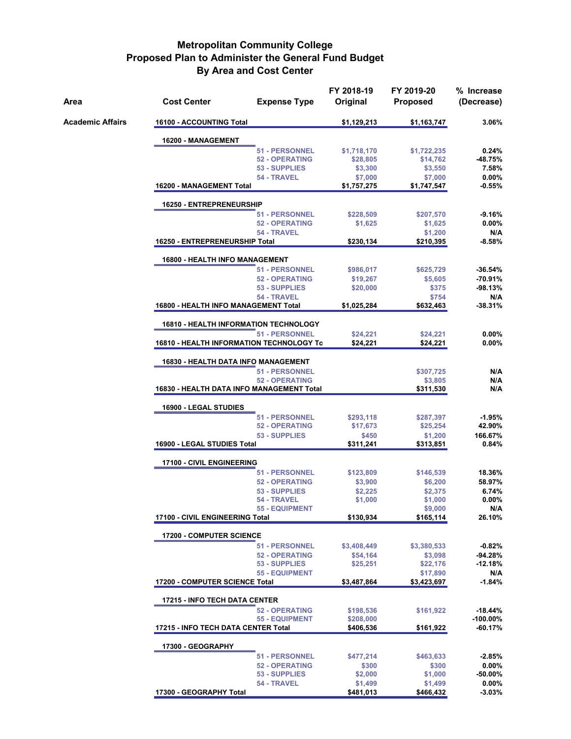# Metropolitan Community College
## Proposed Plan to Administer the General Fund Budget
### By Area and Cost Center

| Area | Cost Center | Expense Type | FY 2018-19 Original | FY 2019-20 Proposed | % Increase (Decrease) |
|---|---|---|---|---|---|
| Academic Affairs | 16100 - ACCOUNTING Total | | $1,129,213 | $1,163,747 | 3.06% |
| | 16200 - MANAGEMENT | | | | |
| | | 51 - PERSONNEL | $1,718,170 | $1,722,235 | 0.24% |
| | | 52 - OPERATING | $28,805 | $14,762 | -48.75% |
| | | 53 - SUPPLIES | $3,300 | $3,550 | 7.58% |
| | | 54 - TRAVEL | $7,000 | $7,000 | 0.00% |
| | 16200 - MANAGEMENT Total | | $1,757,275 | $1,747,547 | -0.55% |
| | 16250 - ENTREPRENEURSHIP | | | | |
| | | 51 - PERSONNEL | $228,509 | $207,570 | -9.16% |
| | | 52 - OPERATING | $1,625 | $1,625 | 0.00% |
| | | 54 - TRAVEL | | $1,200 | N/A |
| | 16250 - ENTREPRENEURSHIP Total | | $230,134 | $210,395 | -8.58% |
| | 16800 - HEALTH INFO MANAGEMENT | | | | |
| | | 51 - PERSONNEL | $986,017 | $625,729 | -36.54% |
| | | 52 - OPERATING | $19,267 | $5,605 | -70.91% |
| | | 53 - SUPPLIES | $20,000 | $375 | -98.13% |
| | | 54 - TRAVEL | | $754 | N/A |
| | 16800 - HEALTH INFO MANAGEMENT Total | | $1,025,284 | $632,463 | -38.31% |
| | 16810 - HEALTH INFORMATION TECHNOLOGY | | | | |
| | | 51 - PERSONNEL | $24,221 | $24,221 | 0.00% |
| | 16810 - HEALTH INFORMATION TECHNOLOGY To | | $24,221 | $24,221 | 0.00% |
| | 16830 - HEALTH DATA INFO MANAGEMENT | | | | |
| | | 51 - PERSONNEL | | $307,725 | N/A |
| | | 52 - OPERATING | | $3,805 | N/A |
| | 16830 - HEALTH DATA INFO MANAGEMENT Total | | | $311,530 | N/A |
| | 16900 - LEGAL STUDIES | | | | |
| | | 51 - PERSONNEL | $293,118 | $287,397 | -1.95% |
| | | 52 - OPERATING | $17,673 | $25,254 | 42.90% |
| | | 53 - SUPPLIES | $450 | $1,200 | 166.67% |
| | 16900 - LEGAL STUDIES Total | | $311,241 | $313,851 | 0.84% |
| | 17100 - CIVIL ENGINEERING | | | | |
| | | 51 - PERSONNEL | $123,809 | $146,539 | 18.36% |
| | | 52 - OPERATING | $3,900 | $6,200 | 58.97% |
| | | 53 - SUPPLIES | $2,225 | $2,375 | 6.74% |
| | | 54 - TRAVEL | $1,000 | $1,000 | 0.00% |
| | | 55 - EQUIPMENT | | $9,000 | N/A |
| | 17100 - CIVIL ENGINEERING Total | | $130,934 | $165,114 | 26.10% |
| | 17200 - COMPUTER SCIENCE | | | | |
| | | 51 - PERSONNEL | $3,408,449 | $3,380,533 | -0.82% |
| | | 52 - OPERATING | $54,164 | $3,098 | -94.28% |
| | | 53 - SUPPLIES | $25,251 | $22,176 | -12.18% |
| | | 55 - EQUIPMENT | | $17,890 | N/A |
| | 17200 - COMPUTER SCIENCE Total | | $3,487,864 | $3,423,697 | -1.84% |
| | 17215 - INFO TECH DATA CENTER | | | | |
| | | 52 - OPERATING | $198,536 | $161,922 | -18.44% |
| | | 55 - EQUIPMENT | $208,000 | | -100.00% |
| | 17215 - INFO TECH DATA CENTER Total | | $406,536 | $161,922 | -60.17% |
| | 17300 - GEOGRAPHY | | | | |
| | | 51 - PERSONNEL | $477,214 | $463,633 | -2.85% |
| | | 52 - OPERATING | $300 | $300 | 0.00% |
| | | 53 - SUPPLIES | $2,000 | $1,000 | -50.00% |
| | | 54 - TRAVEL | $1,499 | $1,499 | 0.00% |
| | 17300 - GEOGRAPHY Total | | $481,013 | $466,432 | -3.03% |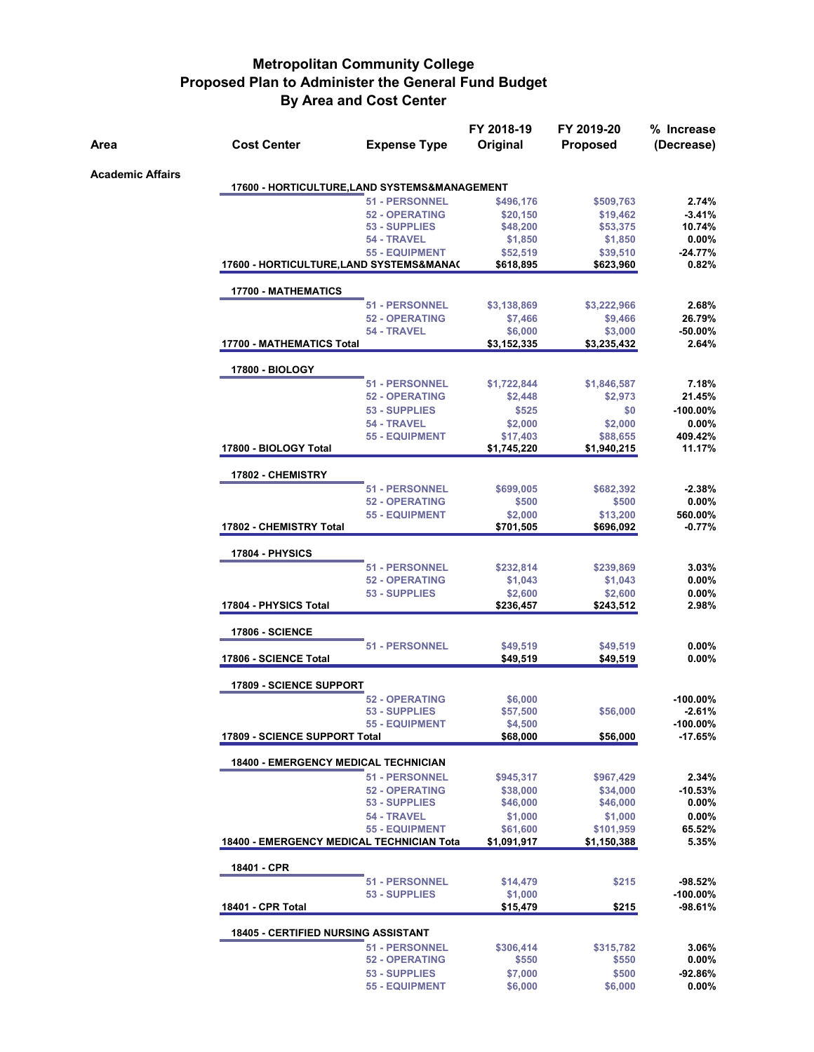# Metropolitan Community College
## Proposed Plan to Administer the General Fund Budget
### By Area and Cost Center

| Area | Cost Center | Expense Type | FY 2018-19 Original | FY 2019-20 Proposed | % Increase (Decrease) |
|---|---|---|---|---|---|
| **Academic Affairs** | | | | | |
| | **17600 - HORTICULTURE,LAND SYSTEMS&MANAGEMENT** | | | | |
| | | 51 - PERSONNEL | $496,176 | $509,763 | 2.74% |
| | | 52 - OPERATING | $20,150 | $19,462 | -3.41% |
| | | 53 - SUPPLIES | $48,200 | $53,375 | 10.74% |
| | | 54 - TRAVEL | $1,850 | $1,850 | 0.00% |
| | | 55 - EQUIPMENT | $52,519 | $39,510 | -24.77% |
| | **17600 - HORTICULTURE,LAND SYSTEMS&MANA(** | | **$618,895** | **$623,960** | **0.82%** |
| | **17700 - MATHEMATICS** | | | | |
| | | 51 - PERSONNEL | $3,138,869 | $3,222,966 | 2.68% |
| | | 52 - OPERATING | $7,466 | $9,466 | 26.79% |
| | | 54 - TRAVEL | $6,000 | $3,000 | -50.00% |
| | **17700 - MATHEMATICS Total** | | **$3,152,335** | **$3,235,432** | **2.64%** |
| | **17800 - BIOLOGY** | | | | |
| | | 51 - PERSONNEL | $1,722,844 | $1,846,587 | 7.18% |
| | | 52 - OPERATING | $2,448 | $2,973 | 21.45% |
| | | 53 - SUPPLIES | $525 | $0 | -100.00% |
| | | 54 - TRAVEL | $2,000 | $2,000 | 0.00% |
| | | 55 - EQUIPMENT | $17,403 | $88,655 | 409.42% |
| | **17800 - BIOLOGY Total** | | **$1,745,220** | **$1,940,215** | **11.17%** |
| | **17802 - CHEMISTRY** | | | | |
| | | 51 - PERSONNEL | $699,005 | $682,392 | -2.38% |
| | | 52 - OPERATING | $500 | $500 | 0.00% |
| | | 55 - EQUIPMENT | $2,000 | $13,200 | 560.00% |
| | **17802 - CHEMISTRY Total** | | **$701,505** | **$696,092** | **-0.77%** |
| | **17804 - PHYSICS** | | | | |
| | | 51 - PERSONNEL | $232,814 | $239,869 | 3.03% |
| | | 52 - OPERATING | $1,043 | $1,043 | 0.00% |
| | | 53 - SUPPLIES | $2,600 | $2,600 | 0.00% |
| | **17804 - PHYSICS Total** | | **$236,457** | **$243,512** | **2.98%** |
| | **17806 - SCIENCE** | | | | |
| | | 51 - PERSONNEL | $49,519 | $49,519 | 0.00% |
| | **17806 - SCIENCE Total** | | **$49,519** | **$49,519** | **0.00%** |
| | **17809 - SCIENCE SUPPORT** | | | | |
| | | 52 - OPERATING | $6,000 | | -100.00% |
| | | 53 - SUPPLIES | $57,500 | $56,000 | -2.61% |
| | | 55 - EQUIPMENT | $4,500 | | -100.00% |
| | **17809 - SCIENCE SUPPORT Total** | | **$68,000** | **$56,000** | **-17.65%** |
| | **18400 - EMERGENCY MEDICAL TECHNICIAN** | | | | |
| | | 51 - PERSONNEL | $945,317 | $967,429 | 2.34% |
| | | 52 - OPERATING | $38,000 | $34,000 | -10.53% |
| | | 53 - SUPPLIES | $46,000 | $46,000 | 0.00% |
| | | 54 - TRAVEL | $1,000 | $1,000 | 0.00% |
| | | 55 - EQUIPMENT | $61,600 | $101,959 | 65.52% |
| | **18400 - EMERGENCY MEDICAL TECHNICIAN Tota** | | **$1,091,917** | **$1,150,388** | **5.35%** |
| | **18401 - CPR** | | | | |
| | | 51 - PERSONNEL | $14,479 | $215 | -98.52% |
| | | 53 - SUPPLIES | $1,000 | | -100.00% |
| | **18401 - CPR Total** | | **$15,479** | **$215** | **-98.61%** |
| | **18405 - CERTIFIED NURSING ASSISTANT** | | | | |
| | | 51 - PERSONNEL | $306,414 | $315,782 | 3.06% |
| | | 52 - OPERATING | $550 | $550 | 0.00% |
| | | 53 - SUPPLIES | $7,000 | $500 | -92.86% |
| | | 55 - EQUIPMENT | $6,000 | $6,000 | 0.00% |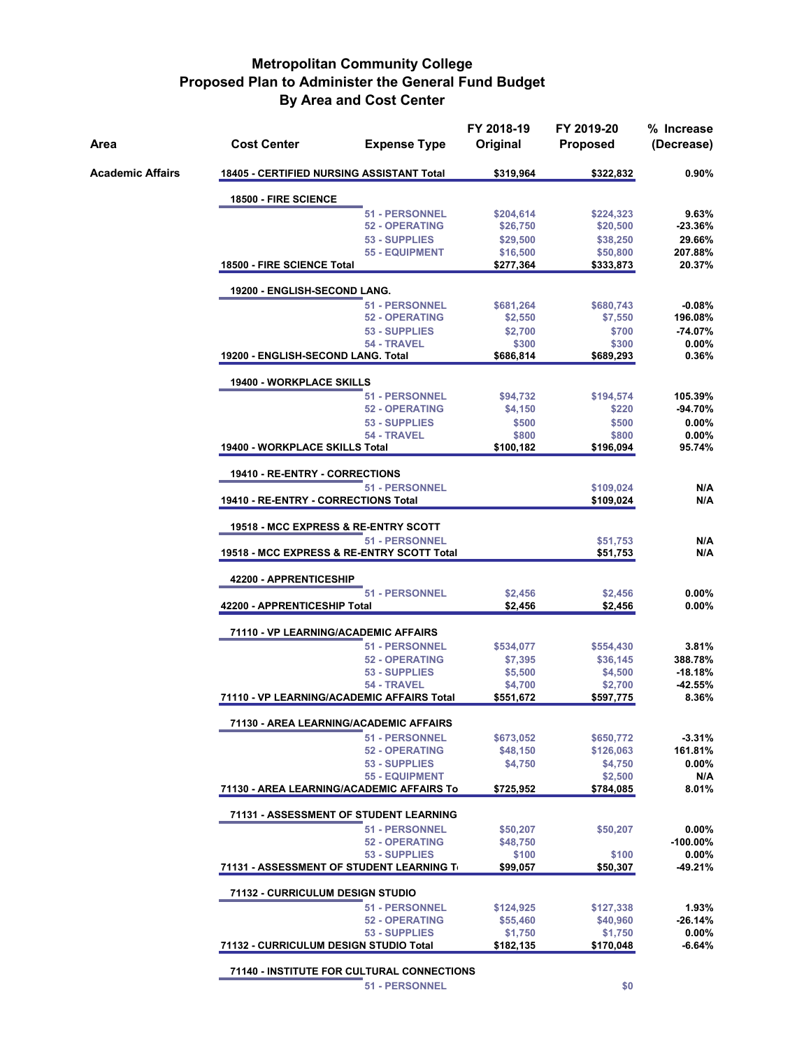# Metropolitan Community College
## Proposed Plan to Administer the General Fund Budget
### By Area and Cost Center

| Area | Cost Center | Expense Type | FY 2018-19 Original | FY 2019-20 Proposed | % Increase (Decrease) |
|---|---|---|---|---|---|
| Academic Affairs | 18405 - CERTIFIED NURSING ASSISTANT Total | | $319,964 | $322,832 | 0.90% |
| | 18500 - FIRE SCIENCE | | | | |
| | | 51 - PERSONNEL | $204,614 | $224,323 | 9.63% |
| | | 52 - OPERATING | $26,750 | $20,500 | -23.36% |
| | | 53 - SUPPLIES | $29,500 | $38,250 | 29.66% |
| | | 55 - EQUIPMENT | $16,500 | $50,800 | 207.88% |
| | 18500 - FIRE SCIENCE Total | | $277,364 | $333,873 | 20.37% |
| | 19200 - ENGLISH-SECOND LANG. | | | | |
| | | 51 - PERSONNEL | $681,264 | $680,743 | -0.08% |
| | | 52 - OPERATING | $2,550 | $7,550 | 196.08% |
| | | 53 - SUPPLIES | $2,700 | $700 | -74.07% |
| | | 54 - TRAVEL | $300 | $300 | 0.00% |
| | 19200 - ENGLISH-SECOND LANG. Total | | $686,814 | $689,293 | 0.36% |
| | 19400 - WORKPLACE SKILLS | | | | |
| | | 51 - PERSONNEL | $94,732 | $194,574 | 105.39% |
| | | 52 - OPERATING | $4,150 | $220 | -94.70% |
| | | 53 - SUPPLIES | $500 | $500 | 0.00% |
| | | 54 - TRAVEL | $800 | $800 | 0.00% |
| | 19400 - WORKPLACE SKILLS Total | | $100,182 | $196,094 | 95.74% |
| | 19410 - RE-ENTRY - CORRECTIONS | | | | |
| | | 51 - PERSONNEL | | $109,024 | N/A |
| | 19410 - RE-ENTRY - CORRECTIONS Total | | | $109,024 | N/A |
| | 19518 - MCC EXPRESS & RE-ENTRY SCOTT | | | | |
| | | 51 - PERSONNEL | | $51,753 | N/A |
| | 19518 - MCC EXPRESS & RE-ENTRY SCOTT Total | | | $51,753 | N/A |
| | 42200 - APPRENTICESHIP | | | | |
| | | 51 - PERSONNEL | $2,456 | $2,456 | 0.00% |
| | 42200 - APPRENTICESHIP Total | | $2,456 | $2,456 | 0.00% |
| | 71110 - VP LEARNING/ACADEMIC AFFAIRS | | | | |
| | | 51 - PERSONNEL | $534,077 | $554,430 | 3.81% |
| | | 52 - OPERATING | $7,395 | $36,145 | 388.78% |
| | | 53 - SUPPLIES | $5,500 | $4,500 | -18.18% |
| | | 54 - TRAVEL | $4,700 | $2,700 | -42.55% |
| | 71110 - VP LEARNING/ACADEMIC AFFAIRS Total | | $551,672 | $597,775 | 8.36% |
| | 71130 - AREA LEARNING/ACADEMIC AFFAIRS | | | | |
| | | 51 - PERSONNEL | $673,052 | $650,772 | -3.31% |
| | | 52 - OPERATING | $48,150 | $126,063 | 161.81% |
| | | 53 - SUPPLIES | $4,750 | $4,750 | 0.00% |
| | | 55 - EQUIPMENT | | $2,500 | N/A |
| | 71130 - AREA LEARNING/ACADEMIC AFFAIRS To | | $725,952 | $784,085 | 8.01% |
| | 71131 - ASSESSMENT OF STUDENT LEARNING | | | | |
| | | 51 - PERSONNEL | $50,207 | $50,207 | 0.00% |
| | | 52 - OPERATING | $48,750 | | -100.00% |
| | | 53 - SUPPLIES | $100 | $100 | 0.00% |
| | 71131 - ASSESSMENT OF STUDENT LEARNING T | | $99,057 | $50,307 | -49.21% |
| | 71132 - CURRICULUM DESIGN STUDIO | | | | |
| | | 51 - PERSONNEL | $124,925 | $127,338 | 1.93% |
| | | 52 - OPERATING | $55,460 | $40,960 | -26.14% |
| | | 53 - SUPPLIES | $1,750 | $1,750 | 0.00% |
| | 71132 - CURRICULUM DESIGN STUDIO Total | | $182,135 | $170,048 | -6.64% |
| | 71140 - INSTITUTE FOR CULTURAL CONNECTIONS | | | | |
| | | 51 - PERSONNEL | | $0 | |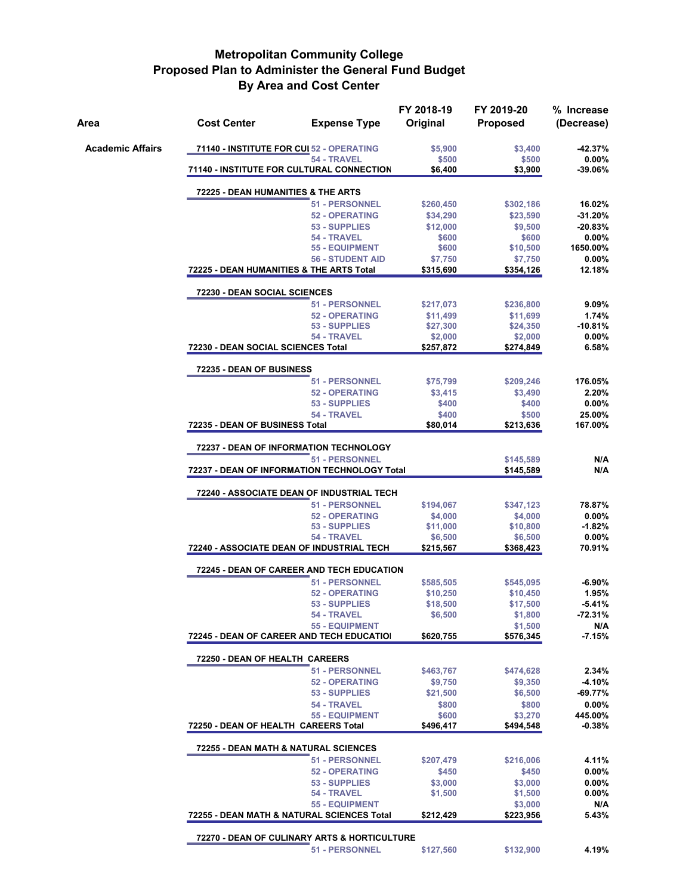# Metropolitan Community College
## Proposed Plan to Administer the General Fund Budget
### By Area and Cost Center

| Area | Cost Center | Expense Type | FY 2018-19 Original | FY 2019-20 Proposed | % Increase (Decrease) |
|---|---|---|---|---|---|
| Academic Affairs | 71140 - INSTITUTE FOR CUI | 52 - OPERATING | $5,900 | $3,400 | -42.37% |
| | | 54 - TRAVEL | $500 | $500 | 0.00% |
| | 71140 - INSTITUTE FOR CULTURAL CONNECTION | | $6,400 | $3,900 | -39.06% |
| | 72225 - DEAN HUMANITIES & THE ARTS | | | | |
| | | 51 - PERSONNEL | $260,450 | $302,186 | 16.02% |
| | | 52 - OPERATING | $34,290 | $23,590 | -31.20% |
| | | 53 - SUPPLIES | $12,000 | $9,500 | -20.83% |
| | | 54 - TRAVEL | $600 | $600 | 0.00% |
| | | 55 - EQUIPMENT | $600 | $10,500 | 1650.00% |
| | | 56 - STUDENT AID | $7,750 | $7,750 | 0.00% |
| | 72225 - DEAN HUMANITIES & THE ARTS Total | | $315,690 | $354,126 | 12.18% |
| | 72230 - DEAN SOCIAL SCIENCES | | | | |
| | | 51 - PERSONNEL | $217,073 | $236,800 | 9.09% |
| | | 52 - OPERATING | $11,499 | $11,699 | 1.74% |
| | | 53 - SUPPLIES | $27,300 | $24,350 | -10.81% |
| | | 54 - TRAVEL | $2,000 | $2,000 | 0.00% |
| | 72230 - DEAN SOCIAL SCIENCES Total | | $257,872 | $274,849 | 6.58% |
| | 72235 - DEAN OF BUSINESS | | | | |
| | | 51 - PERSONNEL | $75,799 | $209,246 | 176.05% |
| | | 52 - OPERATING | $3,415 | $3,490 | 2.20% |
| | | 53 - SUPPLIES | $400 | $400 | 0.00% |
| | | 54 - TRAVEL | $400 | $500 | 25.00% |
| | 72235 - DEAN OF BUSINESS Total | | $80,014 | $213,636 | 167.00% |
| | 72237 - DEAN OF INFORMATION TECHNOLOGY | | | | |
| | | 51 - PERSONNEL | | $145,589 | N/A |
| | 72237 - DEAN OF INFORMATION TECHNOLOGY Total | | | $145,589 | N/A |
| | 72240 - ASSOCIATE DEAN OF INDUSTRIAL TECH | | | | |
| | | 51 - PERSONNEL | $194,067 | $347,123 | 78.87% |
| | | 52 - OPERATING | $4,000 | $4,000 | 0.00% |
| | | 53 - SUPPLIES | $11,000 | $10,800 | -1.82% |
| | | 54 - TRAVEL | $6,500 | $6,500 | 0.00% |
| | 72240 - ASSOCIATE DEAN OF INDUSTRIAL TECH | | $215,567 | $368,423 | 70.91% |
| | 72245 - DEAN OF CAREER AND TECH EDUCATION | | | | |
| | | 51 - PERSONNEL | $585,505 | $545,095 | -6.90% |
| | | 52 - OPERATING | $10,250 | $10,450 | 1.95% |
| | | 53 - SUPPLIES | $18,500 | $17,500 | -5.41% |
| | | 54 - TRAVEL | $6,500 | $1,800 | -72.31% |
| | | 55 - EQUIPMENT | | $1,500 | N/A |
| | 72245 - DEAN OF CAREER AND TECH EDUCATIOI | | $620,755 | $576,345 | -7.15% |
| | 72250 - DEAN OF HEALTH CAREERS | | | | |
| | | 51 - PERSONNEL | $463,767 | $474,628 | 2.34% |
| | | 52 - OPERATING | $9,750 | $9,350 | -4.10% |
| | | 53 - SUPPLIES | $21,500 | $6,500 | -69.77% |
| | | 54 - TRAVEL | $800 | $800 | 0.00% |
| | | 55 - EQUIPMENT | $600 | $3,270 | 445.00% |
| | 72250 - DEAN OF HEALTH CAREERS Total | | $496,417 | $494,548 | -0.38% |
| | 72255 - DEAN MATH & NATURAL SCIENCES | | | | |
| | | 51 - PERSONNEL | $207,479 | $216,006 | 4.11% |
| | | 52 - OPERATING | $450 | $450 | 0.00% |
| | | 53 - SUPPLIES | $3,000 | $3,000 | 0.00% |
| | | 54 - TRAVEL | $1,500 | $1,500 | 0.00% |
| | | 55 - EQUIPMENT | | $3,000 | N/A |
| | 72255 - DEAN MATH & NATURAL SCIENCES Total | | $212,429 | $223,956 | 5.43% |
| | 72270 - DEAN OF CULINARY ARTS & HORTICULTURE | | | | |
| | | 51 - PERSONNEL | $127,560 | $132,900 | 4.19% |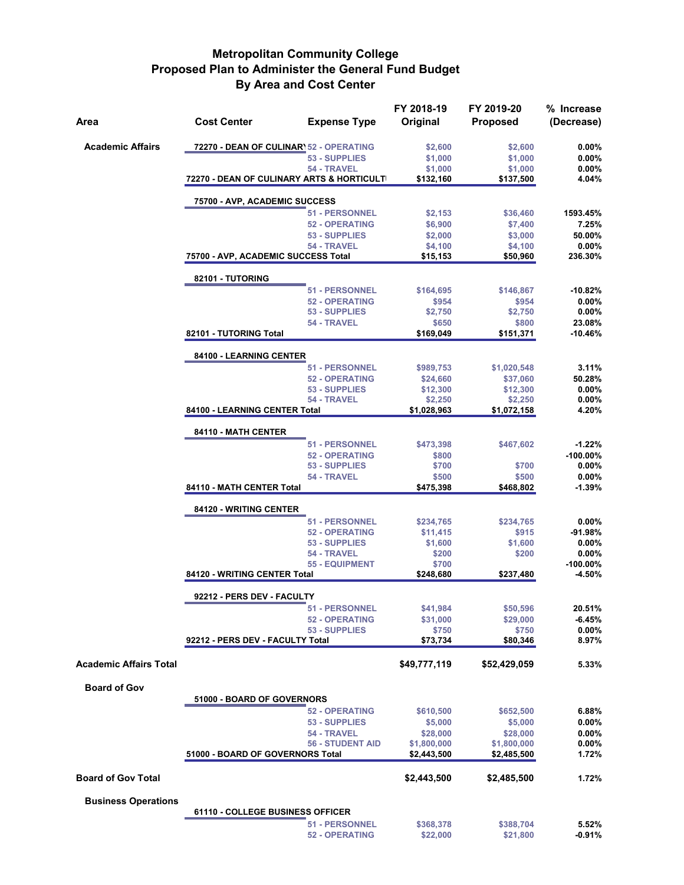# Metropolitan Community College
## Proposed Plan to Administer the General Fund Budget
### By Area and Cost Center

| Area | Cost Center | Expense Type | FY 2018-19 Original | FY 2019-20 Proposed | % Increase (Decrease) |
|---|---|---|---|---|---|
| Academic Affairs | 72270 - DEAN OF CULINARY | 52 - OPERATING | $2,600 | $2,600 | 0.00% |
| | | 53 - SUPPLIES | $1,000 | $1,000 | 0.00% |
| | | 54 - TRAVEL | $1,000 | $1,000 | 0.00% |
| | 72270 - DEAN OF CULINARY ARTS & HORTICULT | | $132,160 | $137,500 | 4.04% |
| | 75700 - AVP, ACADEMIC SUCCESS | | | | |
| | | 51 - PERSONNEL | $2,153 | $36,460 | 1593.45% |
| | | 52 - OPERATING | $6,900 | $7,400 | 7.25% |
| | | 53 - SUPPLIES | $2,000 | $3,000 | 50.00% |
| | | 54 - TRAVEL | $4,100 | $4,100 | 0.00% |
| | 75700 - AVP, ACADEMIC SUCCESS Total | | $15,153 | $50,960 | 236.30% |
| | 82101 - TUTORING | | | | |
| | | 51 - PERSONNEL | $164,695 | $146,867 | -10.82% |
| | | 52 - OPERATING | $954 | $954 | 0.00% |
| | | 53 - SUPPLIES | $2,750 | $2,750 | 0.00% |
| | | 54 - TRAVEL | $650 | $800 | 23.08% |
| | 82101 - TUTORING Total | | $169,049 | $151,371 | -10.46% |
| | 84100 - LEARNING CENTER | | | | |
| | | 51 - PERSONNEL | $989,753 | $1,020,548 | 3.11% |
| | | 52 - OPERATING | $24,660 | $37,060 | 50.28% |
| | | 53 - SUPPLIES | $12,300 | $12,300 | 0.00% |
| | | 54 - TRAVEL | $2,250 | $2,250 | 0.00% |
| | 84100 - LEARNING CENTER Total | | $1,028,963 | $1,072,158 | 4.20% |
| | 84110 - MATH CENTER | | | | |
| | | 51 - PERSONNEL | $473,398 | $467,602 | -1.22% |
| | | 52 - OPERATING | $800 | | -100.00% |
| | | 53 - SUPPLIES | $700 | $700 | 0.00% |
| | | 54 - TRAVEL | $500 | $500 | 0.00% |
| | 84110 - MATH CENTER Total | | $475,398 | $468,802 | -1.39% |
| | 84120 - WRITING CENTER | | | | |
| | | 51 - PERSONNEL | $234,765 | $234,765 | 0.00% |
| | | 52 - OPERATING | $11,415 | $915 | -91.98% |
| | | 53 - SUPPLIES | $1,600 | $1,600 | 0.00% |
| | | 54 - TRAVEL | $200 | $200 | 0.00% |
| | | 55 - EQUIPMENT | $700 | | -100.00% |
| | 84120 - WRITING CENTER Total | | $248,680 | $237,480 | -4.50% |
| | 92212 - PERS DEV - FACULTY | | | | |
| | | 51 - PERSONNEL | $41,984 | $50,596 | 20.51% |
| | | 52 - OPERATING | $31,000 | $29,000 | -6.45% |
| | | 53 - SUPPLIES | $750 | $750 | 0.00% |
| | 92212 - PERS DEV - FACULTY Total | | $73,734 | $80,346 | 8.97% |
| **Academic Affairs Total** | | | **$49,777,119** | **$52,429,059** | **5.33%** |
| Board of Gov | 51000 - BOARD OF GOVERNORS | | | | |
| | | 52 - OPERATING | $610,500 | $652,500 | 6.88% |
| | | 53 - SUPPLIES | $5,000 | $5,000 | 0.00% |
| | | 54 - TRAVEL | $28,000 | $28,000 | 0.00% |
| | | 56 - STUDENT AID | $1,800,000 | $1,800,000 | 0.00% |
| | 51000 - BOARD OF GOVERNORS Total | | $2,443,500 | $2,485,500 | 1.72% |
| **Board of Gov Total** | | | **$2,443,500** | **$2,485,500** | **1.72%** |
| Business Operations | 61110 - COLLEGE BUSINESS OFFICER | | | | |
| | | 51 - PERSONNEL | $368,378 | $388,704 | 5.52% |
| | | 52 - OPERATING | $22,000 | $21,800 | -0.91% |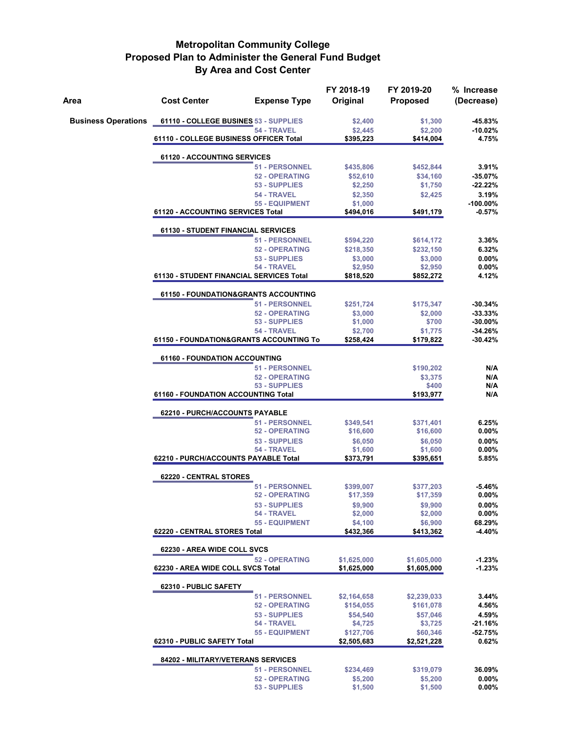# Metropolitan Community College
## Proposed Plan to Administer the General Fund Budget
## By Area and Cost Center

| Area | Cost Center | Expense Type | FY 2018-19 Original | FY 2019-20 Proposed | % Increase (Decrease) |
|---|---|---|---|---|---|
| **Business Operations** | 61110 - COLLEGE BUSINES | 53 - SUPPLIES | $2,400 | $1,300 | -45.83% |
| | | 54 - TRAVEL | $2,445 | $2,200 | -10.02% |
| | **61110 - COLLEGE BUSINESS OFFICER Total** | | **$395,223** | **$414,004** | **4.75%** |
| | **61120 - ACCOUNTING SERVICES** | | | | |
| | | 51 - PERSONNEL | $435,806 | $452,844 | 3.91% |
| | | 52 - OPERATING | $52,610 | $34,160 | -35.07% |
| | | 53 - SUPPLIES | $2,250 | $1,750 | -22.22% |
| | | 54 - TRAVEL | $2,350 | $2,425 | 3.19% |
| | | 55 - EQUIPMENT | $1,000 | | -100.00% |
| | **61120 - ACCOUNTING SERVICES Total** | | **$494,016** | **$491,179** | **-0.57%** |
| | **61130 - STUDENT FINANCIAL SERVICES** | | | | |
| | | 51 - PERSONNEL | $594,220 | $614,172 | 3.36% |
| | | 52 - OPERATING | $218,350 | $232,150 | 6.32% |
| | | 53 - SUPPLIES | $3,000 | $3,000 | 0.00% |
| | | 54 - TRAVEL | $2,950 | $2,950 | 0.00% |
| | **61130 - STUDENT FINANCIAL SERVICES Total** | | **$818,520** | **$852,272** | **4.12%** |
| | **61150 - FOUNDATION&GRANTS ACCOUNTING** | | | | |
| | | 51 - PERSONNEL | $251,724 | $175,347 | -30.34% |
| | | 52 - OPERATING | $3,000 | $2,000 | -33.33% |
| | | 53 - SUPPLIES | $1,000 | $700 | -30.00% |
| | | 54 - TRAVEL | $2,700 | $1,775 | -34.26% |
| | **61150 - FOUNDATION&GRANTS ACCOUNTING To** | | **$258,424** | **$179,822** | **-30.42%** |
| | **61160 - FOUNDATION ACCOUNTING** | | | | |
| | | 51 - PERSONNEL | | $190,202 | N/A |
| | | 52 - OPERATING | | $3,375 | N/A |
| | | 53 - SUPPLIES | | $400 | N/A |
| | **61160 - FOUNDATION ACCOUNTING Total** | | | **$193,977** | **N/A** |
| | **62210 - PURCH/ACCOUNTS PAYABLE** | | | | |
| | | 51 - PERSONNEL | $349,541 | $371,401 | 6.25% |
| | | 52 - OPERATING | $16,600 | $16,600 | 0.00% |
| | | 53 - SUPPLIES | $6,050 | $6,050 | 0.00% |
| | | 54 - TRAVEL | $1,600 | $1,600 | 0.00% |
| | **62210 - PURCH/ACCOUNTS PAYABLE Total** | | **$373,791** | **$395,651** | **5.85%** |
| | **62220 - CENTRAL STORES** | | | | |
| | | 51 - PERSONNEL | $399,007 | $377,203 | -5.46% |
| | | 52 - OPERATING | $17,359 | $17,359 | 0.00% |
| | | 53 - SUPPLIES | $9,900 | $9,900 | 0.00% |
| | | 54 - TRAVEL | $2,000 | $2,000 | 0.00% |
| | | 55 - EQUIPMENT | $4,100 | $6,900 | 68.29% |
| | **62220 - CENTRAL STORES Total** | | **$432,366** | **$413,362** | **-4.40%** |
| | **62230 - AREA WIDE COLL SVCS** | | | | |
| | | 52 - OPERATING | $1,625,000 | $1,605,000 | -1.23% |
| | **62230 - AREA WIDE COLL SVCS Total** | | **$1,625,000** | **$1,605,000** | **-1.23%** |
| | **62310 - PUBLIC SAFETY** | | | | |
| | | 51 - PERSONNEL | $2,164,658 | $2,239,033 | 3.44% |
| | | 52 - OPERATING | $154,055 | $161,078 | 4.56% |
| | | 53 - SUPPLIES | $54,540 | $57,046 | 4.59% |
| | | 54 - TRAVEL | $4,725 | $3,725 | -21.16% |
| | | 55 - EQUIPMENT | $127,706 | $60,346 | -52.75% |
| | **62310 - PUBLIC SAFETY Total** | | **$2,505,683** | **$2,521,228** | **0.62%** |
| | **84202 - MILITARY/VETERANS SERVICES** | | | | |
| | | 51 - PERSONNEL | $234,469 | $319,079 | 36.09% |
| | | 52 - OPERATING | $5,200 | $5,200 | 0.00% |
| | | 53 - SUPPLIES | $1,500 | $1,500 | 0.00% |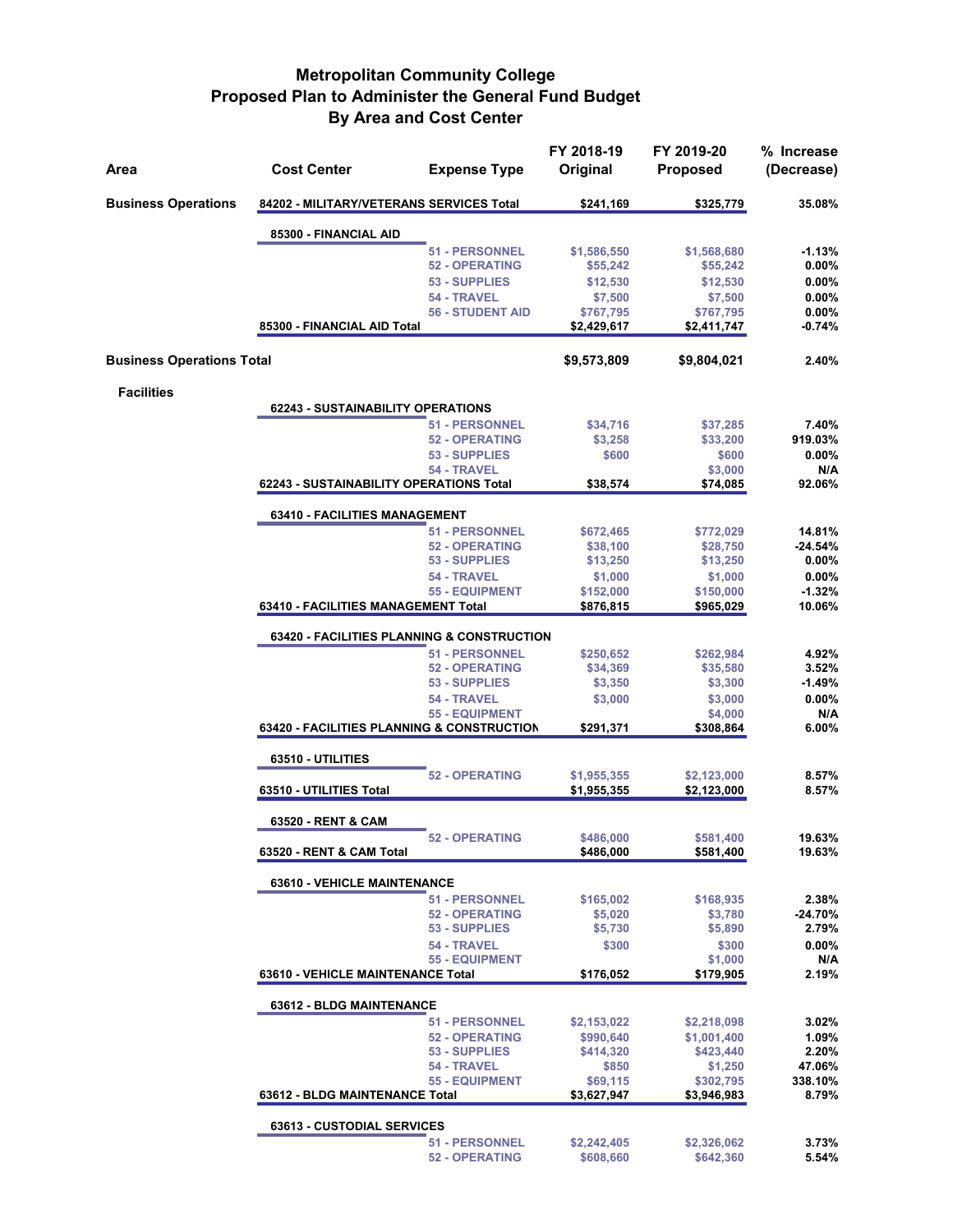# Metropolitan Community College
## Proposed Plan to Administer the General Fund Budget
### By Area and Cost Center

| Area | Cost Center | Expense Type | FY 2018-19 Original | FY 2019-20 Proposed | % Increase (Decrease) |
|---|---|---|---|---|---|
| **Business Operations** | **84202 - MILITARY/VETERANS SERVICES Total** | | **$241,169** | **$325,779** | **35.08%** |
| | **85300 - FINANCIAL AID** | | | | |
| | | 51 - PERSONNEL | $1,586,550 | $1,568,680 | -1.13% |
| | | 52 - OPERATING | $55,242 | $55,242 | 0.00% |
| | | 53 - SUPPLIES | $12,530 | $12,530 | 0.00% |
| | | 54 - TRAVEL | $7,500 | $7,500 | 0.00% |
| | | 56 - STUDENT AID | $767,795 | $767,795 | 0.00% |
| | **85300 - FINANCIAL AID Total** | | **$2,429,617** | **$2,411,747** | **-0.74%** |
| **Business Operations Total** | | | **$9,573,809** | **$9,804,021** | **2.40%** |
| **Facilities** | | | | | |
| | **62243 - SUSTAINABILITY OPERATIONS** | | | | |
| | | 51 - PERSONNEL | $34,716 | $37,285 | 7.40% |
| | | 52 - OPERATING | $3,258 | $33,200 | 919.03% |
| | | 53 - SUPPLIES | $600 | $600 | 0.00% |
| | | 54 - TRAVEL | | $3,000 | N/A |
| | **62243 - SUSTAINABILITY OPERATIONS Total** | | **$38,574** | **$74,085** | **92.06%** |
| | **63410 - FACILITIES MANAGEMENT** | | | | |
| | | 51 - PERSONNEL | $672,465 | $772,029 | 14.81% |
| | | 52 - OPERATING | $38,100 | $28,750 | -24.54% |
| | | 53 - SUPPLIES | $13,250 | $13,250 | 0.00% |
| | | 54 - TRAVEL | $1,000 | $1,000 | 0.00% |
| | | 55 - EQUIPMENT | $152,000 | $150,000 | -1.32% |
| | **63410 - FACILITIES MANAGEMENT Total** | | **$876,815** | **$965,029** | **10.06%** |
| | **63420 - FACILITIES PLANNING & CONSTRUCTION** | | | | |
| | | 51 - PERSONNEL | $250,652 | $262,984 | 4.92% |
| | | 52 - OPERATING | $34,369 | $35,580 | 3.52% |
| | | 53 - SUPPLIES | $3,350 | $3,300 | -1.49% |
| | | 54 - TRAVEL | $3,000 | $3,000 | 0.00% |
| | | 55 - EQUIPMENT | | $4,000 | N/A |
| | **63420 - FACILITIES PLANNING & CONSTRUCTION** | | **$291,371** | **$308,864** | **6.00%** |
| | **63510 - UTILITIES** | | | | |
| | | 52 - OPERATING | $1,955,355 | $2,123,000 | 8.57% |
| | **63510 - UTILITIES Total** | | **$1,955,355** | **$2,123,000** | **8.57%** |
| | **63520 - RENT & CAM** | | | | |
| | | 52 - OPERATING | $486,000 | $581,400 | 19.63% |
| | **63520 - RENT & CAM Total** | | **$486,000** | **$581,400** | **19.63%** |
| | **63610 - VEHICLE MAINTENANCE** | | | | |
| | | 51 - PERSONNEL | $165,002 | $168,935 | 2.38% |
| | | 52 - OPERATING | $5,020 | $3,780 | -24.70% |
| | | 53 - SUPPLIES | $5,730 | $5,890 | 2.79% |
| | | 54 - TRAVEL | $300 | $300 | 0.00% |
| | | 55 - EQUIPMENT | | $1,000 | N/A |
| | **63610 - VEHICLE MAINTENANCE Total** | | **$176,052** | **$179,905** | **2.19%** |
| | **63612 - BLDG MAINTENANCE** | | | | |
| | | 51 - PERSONNEL | $2,153,022 | $2,218,098 | 3.02% |
| | | 52 - OPERATING | $990,640 | $1,001,400 | 1.09% |
| | | 53 - SUPPLIES | $414,320 | $423,440 | 2.20% |
| | | 54 - TRAVEL | $850 | $1,250 | 47.06% |
| | | 55 - EQUIPMENT | $69,115 | $302,795 | 338.10% |
| | **63612 - BLDG MAINTENANCE Total** | | **$3,627,947** | **$3,946,983** | **8.79%** |
| | **63613 - CUSTODIAL SERVICES** | | | | |
| | | 51 - PERSONNEL | $2,242,405 | $2,326,062 | 3.73% |
| | | 52 - OPERATING | $608,660 | $642,360 | 5.54% |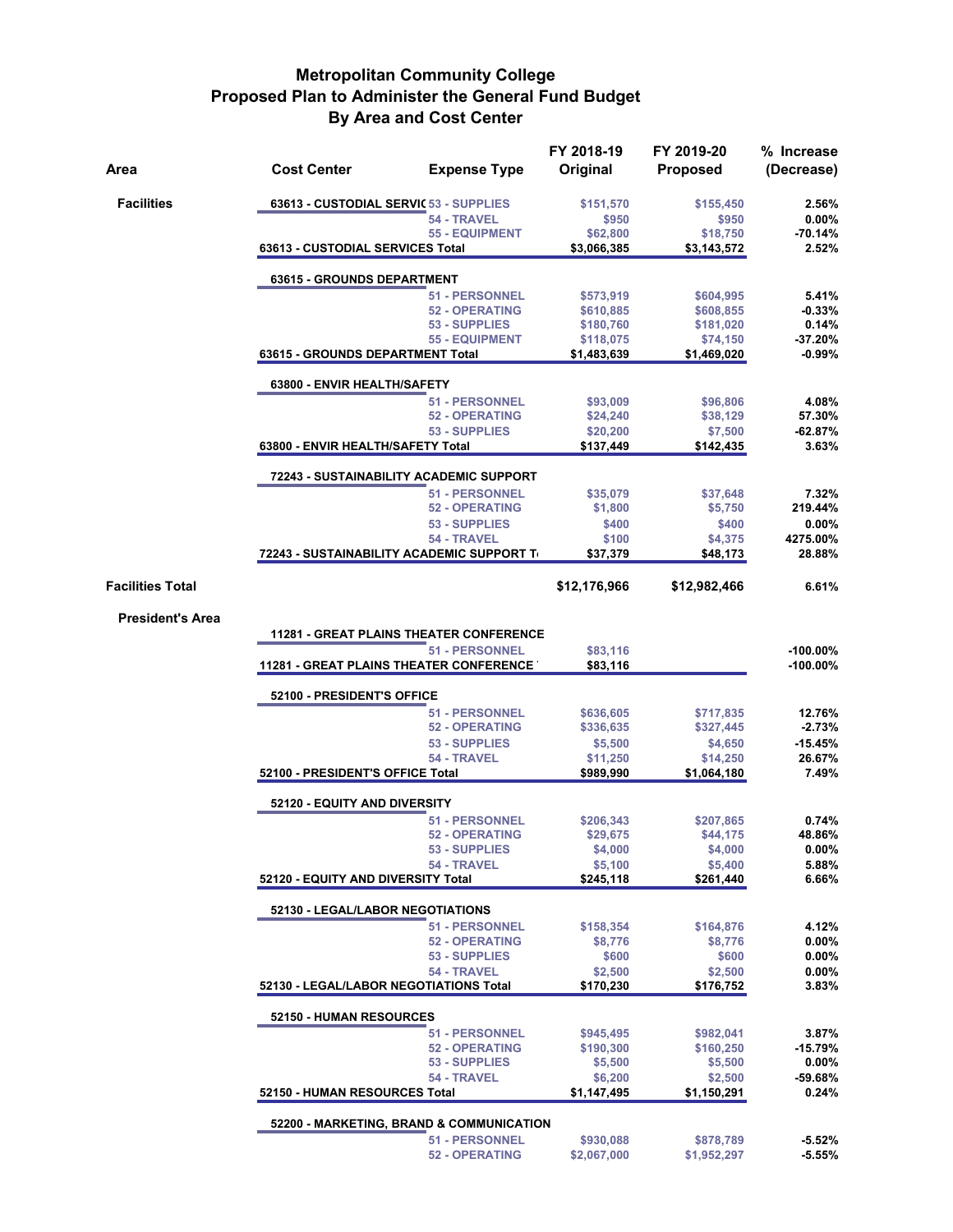# Metropolitan Community College
## Proposed Plan to Administer the General Fund Budget
### By Area and Cost Center

| Area | Cost Center | Expense Type | FY 2018-19 Original | FY 2019-20 Proposed | % Increase (Decrease) |
|---|---|---|---|---|---|
| Facilities | 63613 - CUSTODIAL SERVIC | 53 - SUPPLIES | $151,570 | $155,450 | 2.56% |
| | | 54 - TRAVEL | $950 | $950 | 0.00% |
| | | 55 - EQUIPMENT | $62,800 | $18,750 | -70.14% |
| | 63613 - CUSTODIAL SERVICES Total | | $3,066,385 | $3,143,572 | 2.52% |
| | 63615 - GROUNDS DEPARTMENT | | | | |
| | | 51 - PERSONNEL | $573,919 | $604,995 | 5.41% |
| | | 52 - OPERATING | $610,885 | $608,855 | -0.33% |
| | | 53 - SUPPLIES | $180,760 | $181,020 | 0.14% |
| | | 55 - EQUIPMENT | $118,075 | $74,150 | -37.20% |
| | 63615 - GROUNDS DEPARTMENT Total | | $1,483,639 | $1,469,020 | -0.99% |
| | 63800 - ENVIR HEALTH/SAFETY | | | | |
| | | 51 - PERSONNEL | $93,009 | $96,806 | 4.08% |
| | | 52 - OPERATING | $24,240 | $38,129 | 57.30% |
| | | 53 - SUPPLIES | $20,200 | $7,500 | -62.87% |
| | 63800 - ENVIR HEALTH/SAFETY Total | | $137,449 | $142,435 | 3.63% |
| | 72243 - SUSTAINABILITY ACADEMIC SUPPORT | | | | |
| | | 51 - PERSONNEL | $35,079 | $37,648 | 7.32% |
| | | 52 - OPERATING | $1,800 | $5,750 | 219.44% |
| | | 53 - SUPPLIES | $400 | $400 | 0.00% |
| | | 54 - TRAVEL | $100 | $4,375 | 4275.00% |
| | 72243 - SUSTAINABILITY ACADEMIC SUPPORT T | | $37,379 | $48,173 | 28.88% |
| Facilities Total | | | $12,176,966 | $12,982,466 | 6.61% |
| President's Area | | | | | |
| | 11281 - GREAT PLAINS THEATER CONFERENCE | | | | |
| | | 51 - PERSONNEL | $83,116 | | -100.00% |
| | 11281 - GREAT PLAINS THEATER CONFERENCE | | $83,116 | | -100.00% |
| | 52100 - PRESIDENT'S OFFICE | | | | |
| | | 51 - PERSONNEL | $636,605 | $717,835 | 12.76% |
| | | 52 - OPERATING | $336,635 | $327,445 | -2.73% |
| | | 53 - SUPPLIES | $5,500 | $4,650 | -15.45% |
| | | 54 - TRAVEL | $11,250 | $14,250 | 26.67% |
| | 52100 - PRESIDENT'S OFFICE Total | | $989,990 | $1,064,180 | 7.49% |
| | 52120 - EQUITY AND DIVERSITY | | | | |
| | | 51 - PERSONNEL | $206,343 | $207,865 | 0.74% |
| | | 52 - OPERATING | $29,675 | $44,175 | 48.86% |
| | | 53 - SUPPLIES | $4,000 | $4,000 | 0.00% |
| | | 54 - TRAVEL | $5,100 | $5,400 | 5.88% |
| | 52120 - EQUITY AND DIVERSITY Total | | $245,118 | $261,440 | 6.66% |
| | 52130 - LEGAL/LABOR NEGOTIATIONS | | | | |
| | | 51 - PERSONNEL | $158,354 | $164,876 | 4.12% |
| | | 52 - OPERATING | $8,776 | $8,776 | 0.00% |
| | | 53 - SUPPLIES | $600 | $600 | 0.00% |
| | | 54 - TRAVEL | $2,500 | $2,500 | 0.00% |
| | 52130 - LEGAL/LABOR NEGOTIATIONS Total | | $170,230 | $176,752 | 3.83% |
| | 52150 - HUMAN RESOURCES | | | | |
| | | 51 - PERSONNEL | $945,495 | $982,041 | 3.87% |
| | | 52 - OPERATING | $190,300 | $160,250 | -15.79% |
| | | 53 - SUPPLIES | $5,500 | $5,500 | 0.00% |
| | | 54 - TRAVEL | $6,200 | $2,500 | -59.68% |
| | 52150 - HUMAN RESOURCES Total | | $1,147,495 | $1,150,291 | 0.24% |
| | 52200 - MARKETING, BRAND & COMMUNICATION | | | | |
| | | 51 - PERSONNEL | $930,088 | $878,789 | -5.52% |
| | | 52 - OPERATING | $2,067,000 | $1,952,297 | -5.55% |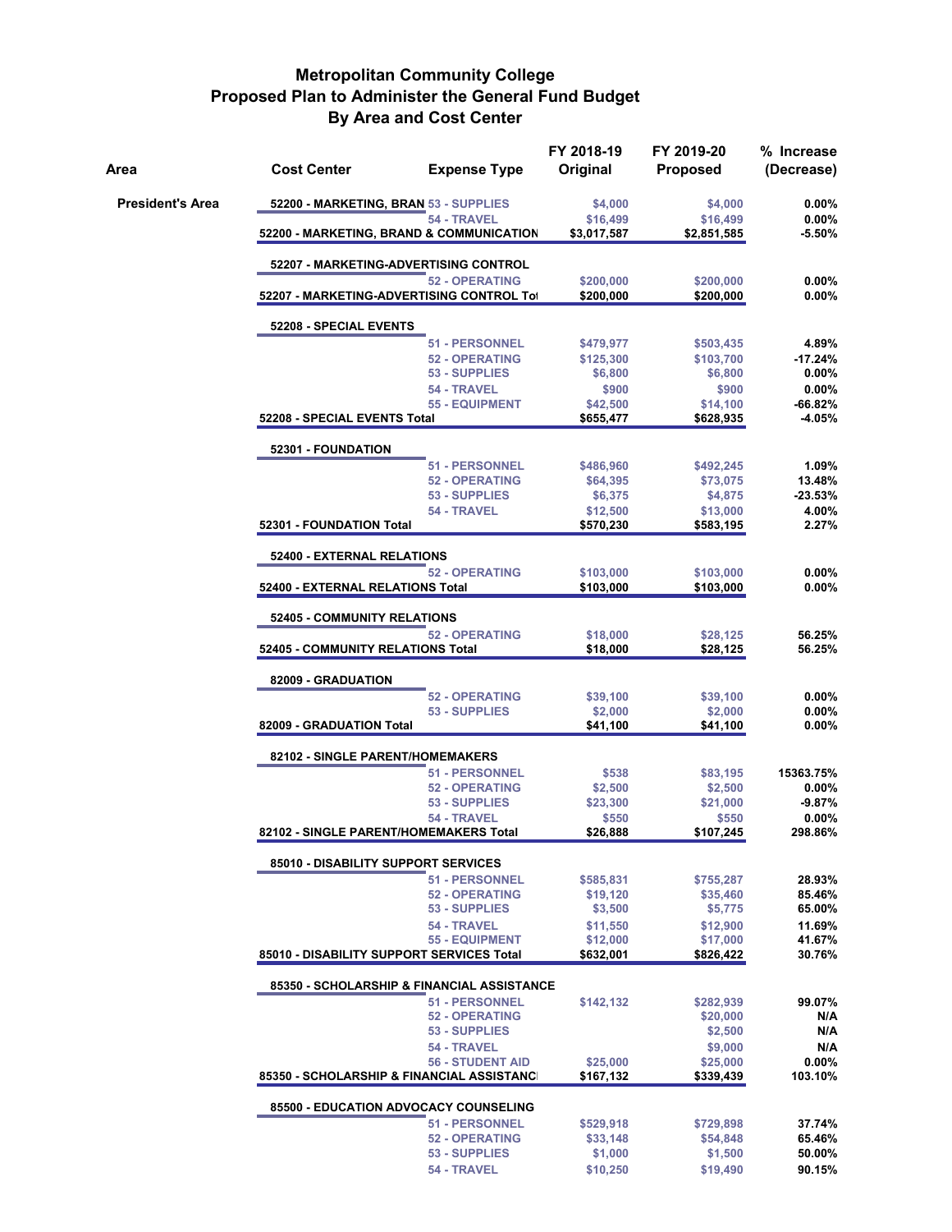# Metropolitan Community College
## Proposed Plan to Administer the General Fund Budget
### By Area and Cost Center

| Area | Cost Center | Expense Type | FY 2018-19 Original | FY 2019-20 Proposed | % Increase (Decrease) |
|---|---|---|---|---|---|
| **President's Area** | 52200 - MARKETING, BRAN | 53 - SUPPLIES | $4,000 | $4,000 | 0.00% |
| | | 54 - TRAVEL | $16,499 | $16,499 | 0.00% |
| | **52200 - MARKETING, BRAND & COMMUNICATION** | | **$3,017,587** | **$2,851,585** | **-5.50%** |
| | 52207 - MARKETING-ADVERTISING CONTROL | | | | |
| | | 52 - OPERATING | $200,000 | $200,000 | 0.00% |
| | **52207 - MARKETING-ADVERTISING CONTROL Tot** | | **$200,000** | **$200,000** | **0.00%** |
| | 52208 - SPECIAL EVENTS | | | | |
| | | 51 - PERSONNEL | $479,977 | $503,435 | 4.89% |
| | | 52 - OPERATING | $125,300 | $103,700 | -17.24% |
| | | 53 - SUPPLIES | $6,800 | $6,800 | 0.00% |
| | | 54 - TRAVEL | $900 | $900 | 0.00% |
| | | 55 - EQUIPMENT | $42,500 | $14,100 | -66.82% |
| | **52208 - SPECIAL EVENTS Total** | | **$655,477** | **$628,935** | **-4.05%** |
| | 52301 - FOUNDATION | | | | |
| | | 51 - PERSONNEL | $486,960 | $492,245 | 1.09% |
| | | 52 - OPERATING | $64,395 | $73,075 | 13.48% |
| | | 53 - SUPPLIES | $6,375 | $4,875 | -23.53% |
| | | 54 - TRAVEL | $12,500 | $13,000 | 4.00% |
| | **52301 - FOUNDATION Total** | | **$570,230** | **$583,195** | **2.27%** |
| | 52400 - EXTERNAL RELATIONS | | | | |
| | | 52 - OPERATING | $103,000 | $103,000 | 0.00% |
| | **52400 - EXTERNAL RELATIONS Total** | | **$103,000** | **$103,000** | **0.00%** |
| | 52405 - COMMUNITY RELATIONS | | | | |
| | | 52 - OPERATING | $18,000 | $28,125 | 56.25% |
| | **52405 - COMMUNITY RELATIONS Total** | | **$18,000** | **$28,125** | **56.25%** |
| | 82009 - GRADUATION | | | | |
| | | 52 - OPERATING | $39,100 | $39,100 | 0.00% |
| | | 53 - SUPPLIES | $2,000 | $2,000 | 0.00% |
| | **82009 - GRADUATION Total** | | **$41,100** | **$41,100** | **0.00%** |
| | 82102 - SINGLE PARENT/HOMEMAKERS | | | | |
| | | 51 - PERSONNEL | $538 | $83,195 | 15363.75% |
| | | 52 - OPERATING | $2,500 | $2,500 | 0.00% |
| | | 53 - SUPPLIES | $23,300 | $21,000 | -9.87% |
| | | 54 - TRAVEL | $550 | $550 | 0.00% |
| | **82102 - SINGLE PARENT/HOMEMAKERS Total** | | **$26,888** | **$107,245** | **298.86%** |
| | 85010 - DISABILITY SUPPORT SERVICES | | | | |
| | | 51 - PERSONNEL | $585,831 | $755,287 | 28.93% |
| | | 52 - OPERATING | $19,120 | $35,460 | 85.46% |
| | | 53 - SUPPLIES | $3,500 | $5,775 | 65.00% |
| | | 54 - TRAVEL | $11,550 | $12,900 | 11.69% |
| | | 55 - EQUIPMENT | $12,000 | $17,000 | 41.67% |
| | **85010 - DISABILITY SUPPORT SERVICES Total** | | **$632,001** | **$826,422** | **30.76%** |
| | 85350 - SCHOLARSHIP & FINANCIAL ASSISTANCE | | | | |
| | | 51 - PERSONNEL | $142,132 | $282,939 | 99.07% |
| | | 52 - OPERATING | | $20,000 | N/A |
| | | 53 - SUPPLIES | | $2,500 | N/A |
| | | 54 - TRAVEL | | $9,000 | N/A |
| | | 56 - STUDENT AID | $25,000 | $25,000 | 0.00% |
| | **85350 - SCHOLARSHIP & FINANCIAL ASSISTANC** | | **$167,132** | **$339,439** | **103.10%** |
| | 85500 - EDUCATION ADVOCACY COUNSELING | | | | |
| | | 51 - PERSONNEL | $529,918 | $729,898 | 37.74% |
| | | 52 - OPERATING | $33,148 | $54,848 | 65.46% |
| | | 53 - SUPPLIES | $1,000 | $1,500 | 50.00% |
| | | 54 - TRAVEL | $10,250 | $19,490 | 90.15% |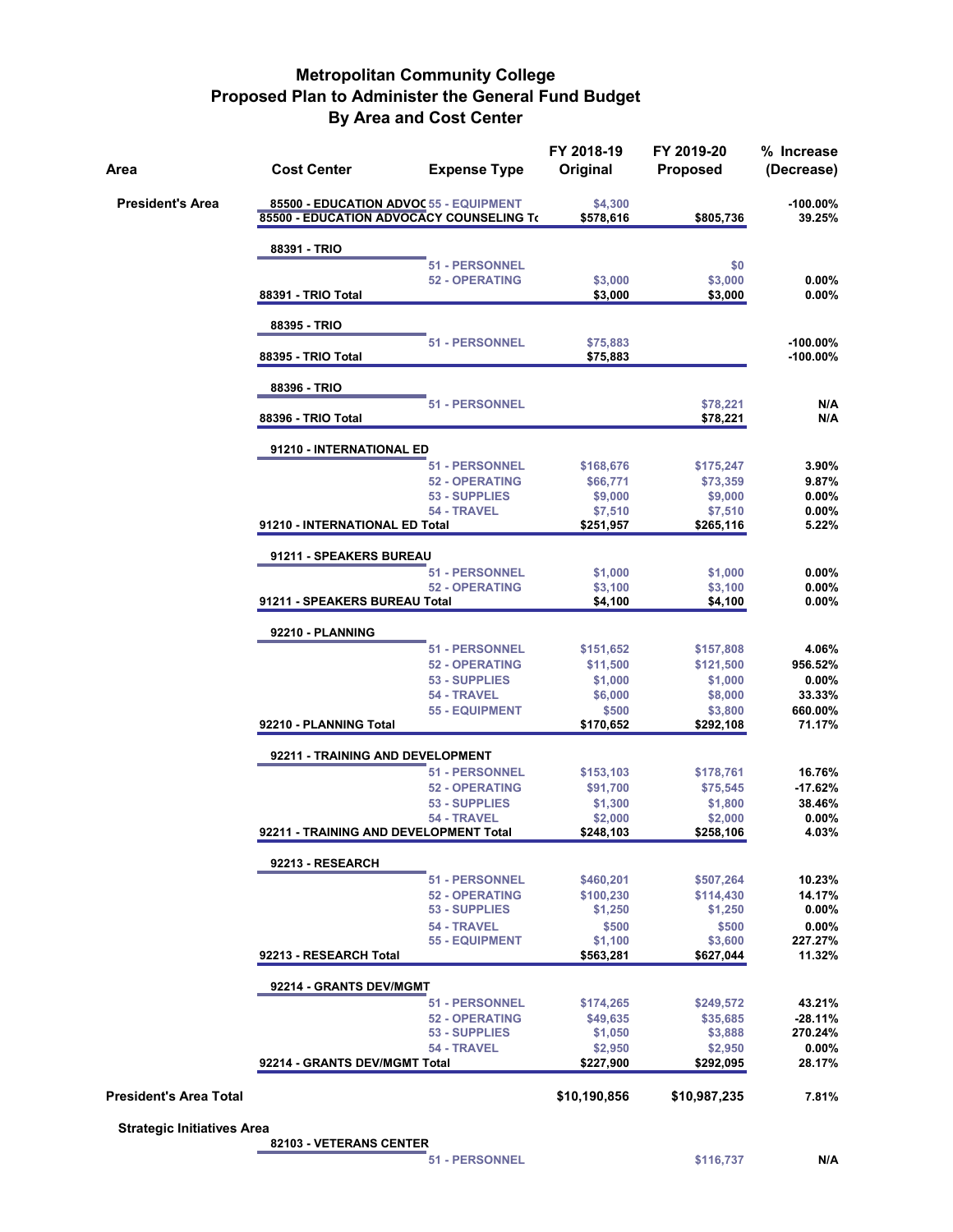# Metropolitan Community College
## Proposed Plan to Administer the General Fund Budget
### By Area and Cost Center

| Area | Cost Center | Expense Type | FY 2018-19 Original | FY 2019-20 Proposed | % Increase (Decrease) |
|---|---|---|---|---|---|
| President's Area | 85500 - EDUCATION ADVOC | 55 - EQUIPMENT | $4,300 | | -100.00% |
| | 85500 - EDUCATION ADVOCACY COUNSELING To | | $578,616 | $805,736 | 39.25% |
| | 88391 - TRIO | | | | |
| | | 51 - PERSONNEL | | $0 | |
| | | 52 - OPERATING | $3,000 | $3,000 | 0.00% |
| | 88391 - TRIO Total | | $3,000 | $3,000 | 0.00% |
| | 88395 - TRIO | | | | |
| | | 51 - PERSONNEL | $75,883 | | -100.00% |
| | 88395 - TRIO Total | | $75,883 | | -100.00% |
| | 88396 - TRIO | | | | |
| | | 51 - PERSONNEL | | $78,221 | N/A |
| | 88396 - TRIO Total | | | $78,221 | N/A |
| | 91210 - INTERNATIONAL ED | | | | |
| | | 51 - PERSONNEL | $168,676 | $175,247 | 3.90% |
| | | 52 - OPERATING | $66,771 | $73,359 | 9.87% |
| | | 53 - SUPPLIES | $9,000 | $9,000 | 0.00% |
| | | 54 - TRAVEL | $7,510 | $7,510 | 0.00% |
| | 91210 - INTERNATIONAL ED Total | | $251,957 | $265,116 | 5.22% |
| | 91211 - SPEAKERS BUREAU | | | | |
| | | 51 - PERSONNEL | $1,000 | $1,000 | 0.00% |
| | | 52 - OPERATING | $3,100 | $3,100 | 0.00% |
| | 91211 - SPEAKERS BUREAU Total | | $4,100 | $4,100 | 0.00% |
| | 92210 - PLANNING | | | | |
| | | 51 - PERSONNEL | $151,652 | $157,808 | 4.06% |
| | | 52 - OPERATING | $11,500 | $121,500 | 956.52% |
| | | 53 - SUPPLIES | $1,000 | $1,000 | 0.00% |
| | | 54 - TRAVEL | $6,000 | $8,000 | 33.33% |
| | | 55 - EQUIPMENT | $500 | $3,800 | 660.00% |
| | 92210 - PLANNING Total | | $170,652 | $292,108 | 71.17% |
| | 92211 - TRAINING AND DEVELOPMENT | | | | |
| | | 51 - PERSONNEL | $153,103 | $178,761 | 16.76% |
| | | 52 - OPERATING | $91,700 | $75,545 | -17.62% |
| | | 53 - SUPPLIES | $1,300 | $1,800 | 38.46% |
| | | 54 - TRAVEL | $2,000 | $2,000 | 0.00% |
| | 92211 - TRAINING AND DEVELOPMENT Total | | $248,103 | $258,106 | 4.03% |
| | 92213 - RESEARCH | | | | |
| | | 51 - PERSONNEL | $460,201 | $507,264 | 10.23% |
| | | 52 - OPERATING | $100,230 | $114,430 | 14.17% |
| | | 53 - SUPPLIES | $1,250 | $1,250 | 0.00% |
| | | 54 - TRAVEL | $500 | $500 | 0.00% |
| | | 55 - EQUIPMENT | $1,100 | $3,600 | 227.27% |
| | 92213 - RESEARCH Total | | $563,281 | $627,044 | 11.32% |
| | 92214 - GRANTS DEV/MGMT | | | | |
| | | 51 - PERSONNEL | $174,265 | $249,572 | 43.21% |
| | | 52 - OPERATING | $49,635 | $35,685 | -28.11% |
| | | 53 - SUPPLIES | $1,050 | $3,888 | 270.24% |
| | | 54 - TRAVEL | $2,950 | $2,950 | 0.00% |
| | 92214 - GRANTS DEV/MGMT Total | | $227,900 | $292,095 | 28.17% |
| President's Area Total | | | $10,190,856 | $10,987,235 | 7.81% |
| Strategic Initiatives Area | 82103 - VETERANS CENTER | | | | |
| | | 51 - PERSONNEL | | $116,737 | N/A |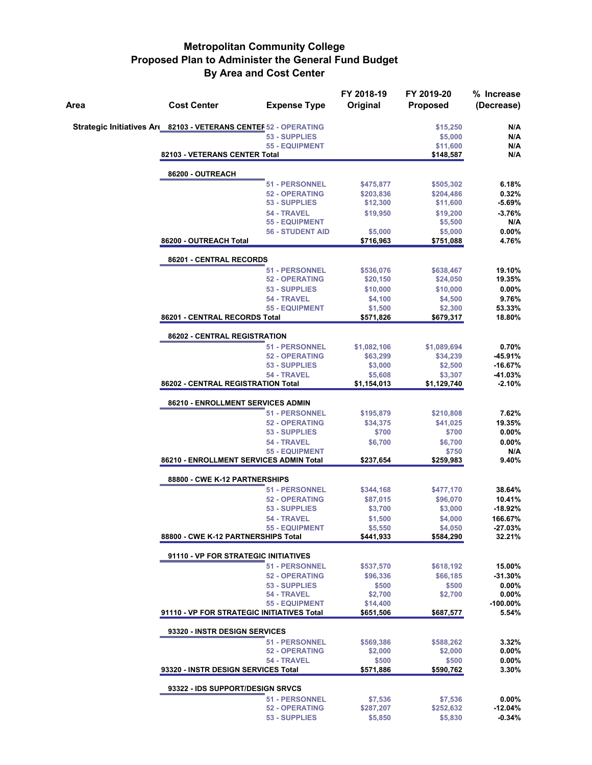# Metropolitan Community College
## Proposed Plan to Administer the General Fund Budget
### By Area and Cost Center

| Area | Cost Center | Expense Type | FY 2018-19 Original | FY 2019-20 Proposed | % Increase (Decrease) |
|---|---|---|---|---|---|
| Strategic Initiatives Are | 82103 - VETERANS CENTER | 52 - OPERATING | | $15,250 | N/A |
| | | 53 - SUPPLIES | | $5,000 | N/A |
| | | 55 - EQUIPMENT | | $11,600 | N/A |
| | 82103 - VETERANS CENTER Total | | | $148,587 | N/A |
| | 86200 - OUTREACH | | | | |
| | | 51 - PERSONNEL | $475,877 | $505,302 | 6.18% |
| | | 52 - OPERATING | $203,836 | $204,486 | 0.32% |
| | | 53 - SUPPLIES | $12,300 | $11,600 | -5.69% |
| | | 54 - TRAVEL | $19,950 | $19,200 | -3.76% |
| | | 55 - EQUIPMENT | | $5,500 | N/A |
| | | 56 - STUDENT AID | $5,000 | $5,000 | 0.00% |
| | 86200 - OUTREACH Total | | $716,963 | $751,088 | 4.76% |
| | 86201 - CENTRAL RECORDS | | | | |
| | | 51 - PERSONNEL | $536,076 | $638,467 | 19.10% |
| | | 52 - OPERATING | $20,150 | $24,050 | 19.35% |
| | | 53 - SUPPLIES | $10,000 | $10,000 | 0.00% |
| | | 54 - TRAVEL | $4,100 | $4,500 | 9.76% |
| | | 55 - EQUIPMENT | $1,500 | $2,300 | 53.33% |
| | 86201 - CENTRAL RECORDS Total | | $571,826 | $679,317 | 18.80% |
| | 86202 - CENTRAL REGISTRATION | | | | |
| | | 51 - PERSONNEL | $1,082,106 | $1,089,694 | 0.70% |
| | | 52 - OPERATING | $63,299 | $34,239 | -45.91% |
| | | 53 - SUPPLIES | $3,000 | $2,500 | -16.67% |
| | | 54 - TRAVEL | $5,608 | $3,307 | -41.03% |
| | 86202 - CENTRAL REGISTRATION Total | | $1,154,013 | $1,129,740 | -2.10% |
| | 86210 - ENROLLMENT SERVICES ADMIN | | | | |
| | | 51 - PERSONNEL | $195,879 | $210,808 | 7.62% |
| | | 52 - OPERATING | $34,375 | $41,025 | 19.35% |
| | | 53 - SUPPLIES | $700 | $700 | 0.00% |
| | | 54 - TRAVEL | $6,700 | $6,700 | 0.00% |
| | | 55 - EQUIPMENT | | $750 | N/A |
| | 86210 - ENROLLMENT SERVICES ADMIN Total | | $237,654 | $259,983 | 9.40% |
| | 88800 - CWE K-12 PARTNERSHIPS | | | | |
| | | 51 - PERSONNEL | $344,168 | $477,170 | 38.64% |
| | | 52 - OPERATING | $87,015 | $96,070 | 10.41% |
| | | 53 - SUPPLIES | $3,700 | $3,000 | -18.92% |
| | | 54 - TRAVEL | $1,500 | $4,000 | 166.67% |
| | | 55 - EQUIPMENT | $5,550 | $4,050 | -27.03% |
| | 88800 - CWE K-12 PARTNERSHIPS Total | | $441,933 | $584,290 | 32.21% |
| | 91110 - VP FOR STRATEGIC INITIATIVES | | | | |
| | | 51 - PERSONNEL | $537,570 | $618,192 | 15.00% |
| | | 52 - OPERATING | $96,336 | $66,185 | -31.30% |
| | | 53 - SUPPLIES | $500 | $500 | 0.00% |
| | | 54 - TRAVEL | $2,700 | $2,700 | 0.00% |
| | | 55 - EQUIPMENT | $14,400 | | -100.00% |
| | 91110 - VP FOR STRATEGIC INITIATIVES Total | | $651,506 | $687,577 | 5.54% |
| | 93320 - INSTR DESIGN SERVICES | | | | |
| | | 51 - PERSONNEL | $569,386 | $588,262 | 3.32% |
| | | 52 - OPERATING | $2,000 | $2,000 | 0.00% |
| | | 54 - TRAVEL | $500 | $500 | 0.00% |
| | 93320 - INSTR DESIGN SERVICES Total | | $571,886 | $590,762 | 3.30% |
| | 93322 - IDS SUPPORT/DESIGN SRVCS | | | | |
| | | 51 - PERSONNEL | $7,536 | $7,536 | 0.00% |
| | | 52 - OPERATING | $287,207 | $252,632 | -12.04% |
| | | 53 - SUPPLIES | $5,850 | $5,830 | -0.34% |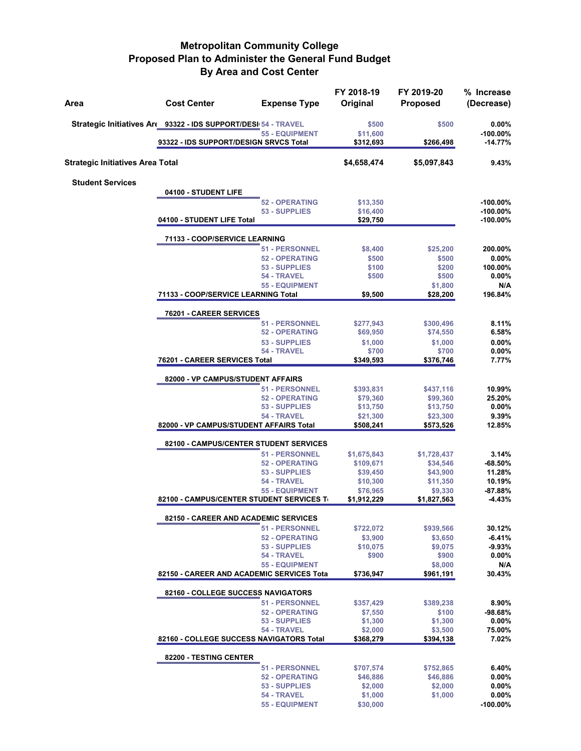# Metropolitan Community College
## Proposed Plan to Administer the General Fund Budget
### By Area and Cost Center

| Area | Cost Center | Expense Type | FY 2018-19 Original | FY 2019-20 Proposed | % Increase (Decrease) |
|---|---|---|---|---|---|
| Strategic Initiatives Are | 93322 - IDS SUPPORT/DESI | 54 - TRAVEL | $500 | $500 | 0.00% |
| | | 55 - EQUIPMENT | $11,600 | | -100.00% |
| | 93322 - IDS SUPPORT/DESIGN SRVCS Total | | $312,693 | $266,498 | -14.77% |
| Strategic Initiatives Area Total | | | $4,658,474 | $5,097,843 | 9.43% |
| Student Services | | | | | |
| | 04100 - STUDENT LIFE | | | | |
| | | 52 - OPERATING | $13,350 | | -100.00% |
| | | 53 - SUPPLIES | $16,400 | | -100.00% |
| | 04100 - STUDENT LIFE Total | | $29,750 | | -100.00% |
| | 71133 - COOP/SERVICE LEARNING | | | | |
| | | 51 - PERSONNEL | $8,400 | $25,200 | 200.00% |
| | | 52 - OPERATING | $500 | $500 | 0.00% |
| | | 53 - SUPPLIES | $100 | $200 | 100.00% |
| | | 54 - TRAVEL | $500 | $500 | 0.00% |
| | | 55 - EQUIPMENT | | $1,800 | N/A |
| | 71133 - COOP/SERVICE LEARNING Total | | $9,500 | $28,200 | 196.84% |
| | 76201 - CAREER SERVICES | | | | |
| | | 51 - PERSONNEL | $277,943 | $300,496 | 8.11% |
| | | 52 - OPERATING | $69,950 | $74,550 | 6.58% |
| | | 53 - SUPPLIES | $1,000 | $1,000 | 0.00% |
| | | 54 - TRAVEL | $700 | $700 | 0.00% |
| | 76201 - CAREER SERVICES Total | | $349,593 | $376,746 | 7.77% |
| | 82000 - VP CAMPUS/STUDENT AFFAIRS | | | | |
| | | 51 - PERSONNEL | $393,831 | $437,116 | 10.99% |
| | | 52 - OPERATING | $79,360 | $99,360 | 25.20% |
| | | 53 - SUPPLIES | $13,750 | $13,750 | 0.00% |
| | | 54 - TRAVEL | $21,300 | $23,300 | 9.39% |
| | 82000 - VP CAMPUS/STUDENT AFFAIRS Total | | $508,241 | $573,526 | 12.85% |
| | 82100 - CAMPUS/CENTER STUDENT SERVICES | | | | |
| | | 51 - PERSONNEL | $1,675,843 | $1,728,437 | 3.14% |
| | | 52 - OPERATING | $109,671 | $34,546 | -68.50% |
| | | 53 - SUPPLIES | $39,450 | $43,900 | 11.28% |
| | | 54 - TRAVEL | $10,300 | $11,350 | 10.19% |
| | | 55 - EQUIPMENT | $76,965 | $9,330 | -87.88% |
| | 82100 - CAMPUS/CENTER STUDENT SERVICES T | | $1,912,229 | $1,827,563 | -4.43% |
| | 82150 - CAREER AND ACADEMIC SERVICES | | | | |
| | | 51 - PERSONNEL | $722,072 | $939,566 | 30.12% |
| | | 52 - OPERATING | $3,900 | $3,650 | -6.41% |
| | | 53 - SUPPLIES | $10,075 | $9,075 | -9.93% |
| | | 54 - TRAVEL | $900 | $900 | 0.00% |
| | | 55 - EQUIPMENT | | $8,000 | N/A |
| | 82150 - CAREER AND ACADEMIC SERVICES Tota | | $736,947 | $961,191 | 30.43% |
| | 82160 - COLLEGE SUCCESS NAVIGATORS | | | | |
| | | 51 - PERSONNEL | $357,429 | $389,238 | 8.90% |
| | | 52 - OPERATING | $7,550 | $100 | -98.68% |
| | | 53 - SUPPLIES | $1,300 | $1,300 | 0.00% |
| | | 54 - TRAVEL | $2,000 | $3,500 | 75.00% |
| | 82160 - COLLEGE SUCCESS NAVIGATORS Total | | $368,279 | $394,138 | 7.02% |
| | 82200 - TESTING CENTER | | | | |
| | | 51 - PERSONNEL | $707,574 | $752,865 | 6.40% |
| | | 52 - OPERATING | $46,886 | $46,886 | 0.00% |
| | | 53 - SUPPLIES | $2,000 | $2,000 | 0.00% |
| | | 54 - TRAVEL | $1,000 | $1,000 | 0.00% |
| | | 55 - EQUIPMENT | $30,000 | | -100.00% |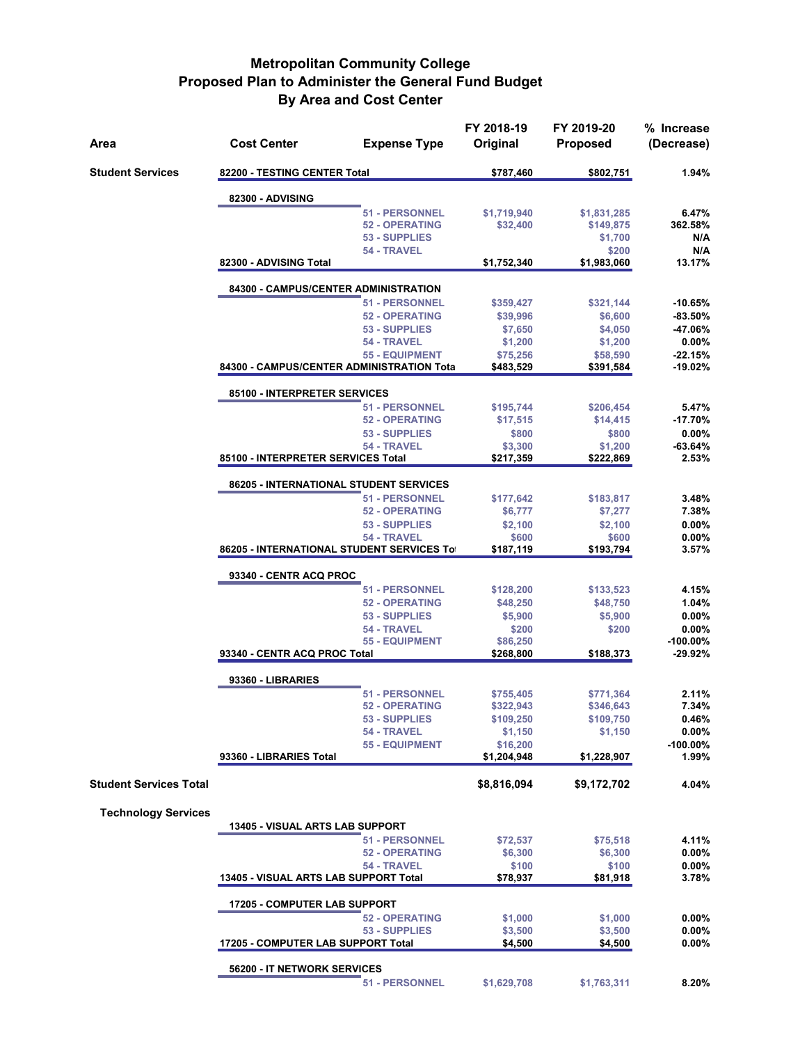# Metropolitan Community College
## Proposed Plan to Administer the General Fund Budget
### By Area and Cost Center

| Area | Cost Center | Expense Type | FY 2018-19 Original | FY 2019-20 Proposed | % Increase (Decrease) |
|---|---|---|---|---|---|
| **Student Services** | **82200 - TESTING CENTER Total** | | **$787,460** | **$802,751** | **1.94%** |
| | **82300 - ADVISING** | | | | |
| | | 51 - PERSONNEL | $1,719,940 | $1,831,285 | 6.47% |
| | | 52 - OPERATING | $32,400 | $149,875 | 362.58% |
| | | 53 - SUPPLIES | | $1,700 | N/A |
| | | 54 - TRAVEL | | $200 | N/A |
| | **82300 - ADVISING Total** | | **$1,752,340** | **$1,983,060** | **13.17%** |
| | **84300 - CAMPUS/CENTER ADMINISTRATION** | | | | |
| | | 51 - PERSONNEL | $359,427 | $321,144 | -10.65% |
| | | 52 - OPERATING | $39,996 | $6,600 | -83.50% |
| | | 53 - SUPPLIES | $7,650 | $4,050 | -47.06% |
| | | 54 - TRAVEL | $1,200 | $1,200 | 0.00% |
| | | 55 - EQUIPMENT | $75,256 | $58,590 | -22.15% |
| | **84300 - CAMPUS/CENTER ADMINISTRATION Tota** | | **$483,529** | **$391,584** | **-19.02%** |
| | **85100 - INTERPRETER SERVICES** | | | | |
| | | 51 - PERSONNEL | $195,744 | $206,454 | 5.47% |
| | | 52 - OPERATING | $17,515 | $14,415 | -17.70% |
| | | 53 - SUPPLIES | $800 | $800 | 0.00% |
| | | 54 - TRAVEL | $3,300 | $1,200 | -63.64% |
| | **85100 - INTERPRETER SERVICES Total** | | **$217,359** | **$222,869** | **2.53%** |
| | **86205 - INTERNATIONAL STUDENT SERVICES** | | | | |
| | | 51 - PERSONNEL | $177,642 | $183,817 | 3.48% |
| | | 52 - OPERATING | $6,777 | $7,277 | 7.38% |
| | | 53 - SUPPLIES | $2,100 | $2,100 | 0.00% |
| | | 54 - TRAVEL | $600 | $600 | 0.00% |
| | **86205 - INTERNATIONAL STUDENT SERVICES To** | | **$187,119** | **$193,794** | **3.57%** |
| | **93340 - CENTR ACQ PROC** | | | | |
| | | 51 - PERSONNEL | $128,200 | $133,523 | 4.15% |
| | | 52 - OPERATING | $48,250 | $48,750 | 1.04% |
| | | 53 - SUPPLIES | $5,900 | $5,900 | 0.00% |
| | | 54 - TRAVEL | $200 | $200 | 0.00% |
| | | 55 - EQUIPMENT | $86,250 | | -100.00% |
| | **93340 - CENTR ACQ PROC Total** | | **$268,800** | **$188,373** | **-29.92%** |
| | **93360 - LIBRARIES** | | | | |
| | | 51 - PERSONNEL | $755,405 | $771,364 | 2.11% |
| | | 52 - OPERATING | $322,943 | $346,643 | 7.34% |
| | | 53 - SUPPLIES | $109,250 | $109,750 | 0.46% |
| | | 54 - TRAVEL | $1,150 | $1,150 | 0.00% |
| | | 55 - EQUIPMENT | $16,200 | | -100.00% |
| | **93360 - LIBRARIES Total** | | **$1,204,948** | **$1,228,907** | **1.99%** |
| **Student Services Total** | | | **$8,816,094** | **$9,172,702** | **4.04%** |
| **Technology Services** | | | | | |
| | **13405 - VISUAL ARTS LAB SUPPORT** | | | | |
| | | 51 - PERSONNEL | $72,537 | $75,518 | 4.11% |
| | | 52 - OPERATING | $6,300 | $6,300 | 0.00% |
| | | 54 - TRAVEL | $100 | $100 | 0.00% |
| | **13405 - VISUAL ARTS LAB SUPPORT Total** | | **$78,937** | **$81,918** | **3.78%** |
| | **17205 - COMPUTER LAB SUPPORT** | | | | |
| | | 52 - OPERATING | $1,000 | $1,000 | 0.00% |
| | | 53 - SUPPLIES | $3,500 | $3,500 | 0.00% |
| | **17205 - COMPUTER LAB SUPPORT Total** | | **$4,500** | **$4,500** | **0.00%** |
| | **56200 - IT NETWORK SERVICES** | | | | |
| | | 51 - PERSONNEL | $1,629,708 | $1,763,311 | 8.20% |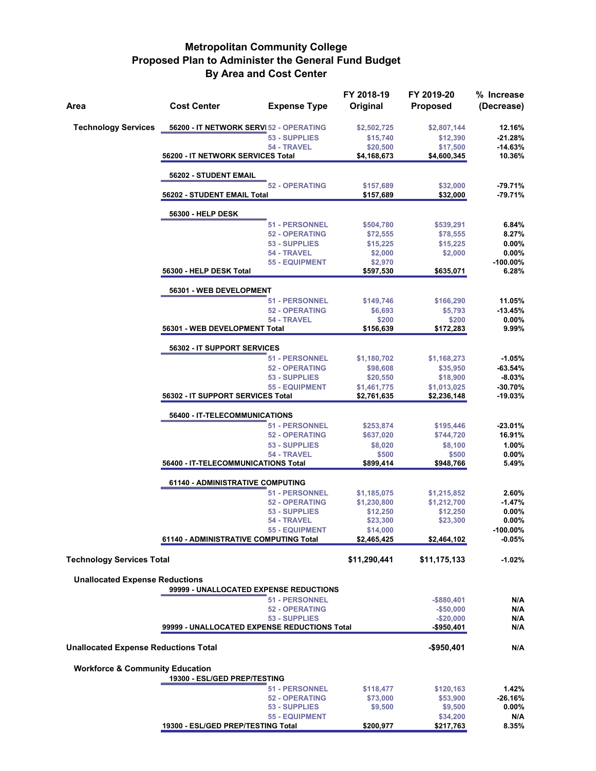# Metropolitan Community College
## Proposed Plan to Administer the General Fund Budget
### By Area and Cost Center

| Area | Cost Center | Expense Type | FY 2018-19 Original | FY 2019-20 Proposed | % Increase (Decrease) |
|---|---|---|---|---|---|
| **Technology Services** | 56200 - IT NETWORK SERVI | 52 - OPERATING | $2,502,725 | $2,807,144 | 12.16% |
| | | 53 - SUPPLIES | $15,740 | $12,390 | -21.28% |
| | | 54 - TRAVEL | $20,500 | $17,500 | -14.63% |
| | **56200 - IT NETWORK SERVICES Total** | | **$4,168,673** | **$4,600,345** | **10.36%** |
| | 56202 - STUDENT EMAIL | | | | |
| | | 52 - OPERATING | $157,689 | $32,000 | -79.71% |
| | **56202 - STUDENT EMAIL Total** | | **$157,689** | **$32,000** | **-79.71%** |
| | 56300 - HELP DESK | | | | |
| | | 51 - PERSONNEL | $504,780 | $539,291 | 6.84% |
| | | 52 - OPERATING | $72,555 | $78,555 | 8.27% |
| | | 53 - SUPPLIES | $15,225 | $15,225 | 0.00% |
| | | 54 - TRAVEL | $2,000 | $2,000 | 0.00% |
| | | 55 - EQUIPMENT | $2,970 | | -100.00% |
| | **56300 - HELP DESK Total** | | **$597,530** | **$635,071** | **6.28%** |
| | 56301 - WEB DEVELOPMENT | | | | |
| | | 51 - PERSONNEL | $149,746 | $166,290 | 11.05% |
| | | 52 - OPERATING | $6,693 | $5,793 | -13.45% |
| | | 54 - TRAVEL | $200 | $200 | 0.00% |
| | **56301 - WEB DEVELOPMENT Total** | | **$156,639** | **$172,283** | **9.99%** |
| | 56302 - IT SUPPORT SERVICES | | | | |
| | | 51 - PERSONNEL | $1,180,702 | $1,168,273 | -1.05% |
| | | 52 - OPERATING | $98,608 | $35,950 | -63.54% |
| | | 53 - SUPPLIES | $20,550 | $18,900 | -8.03% |
| | | 55 - EQUIPMENT | $1,461,775 | $1,013,025 | -30.70% |
| | **56302 - IT SUPPORT SERVICES Total** | | **$2,761,635** | **$2,236,148** | **-19.03%** |
| | 56400 - IT-TELECOMMUNICATIONS | | | | |
| | | 51 - PERSONNEL | $253,874 | $195,446 | -23.01% |
| | | 52 - OPERATING | $637,020 | $744,720 | 16.91% |
| | | 53 - SUPPLIES | $8,020 | $8,100 | 1.00% |
| | | 54 - TRAVEL | $500 | $500 | 0.00% |
| | **56400 - IT-TELECOMMUNICATIONS Total** | | **$899,414** | **$948,766** | **5.49%** |
| | 61140 - ADMINISTRATIVE COMPUTING | | | | |
| | | 51 - PERSONNEL | $1,185,075 | $1,215,852 | 2.60% |
| | | 52 - OPERATING | $1,230,800 | $1,212,700 | -1.47% |
| | | 53 - SUPPLIES | $12,250 | $12,250 | 0.00% |
| | | 54 - TRAVEL | $23,300 | $23,300 | 0.00% |
| | | 55 - EQUIPMENT | $14,000 | | -100.00% |
| | **61140 - ADMINISTRATIVE COMPUTING Total** | | **$2,465,425** | **$2,464,102** | **-0.05%** |
| **Technology Services Total** | | | **$11,290,441** | **$11,175,133** | **-1.02%** |
| **Unallocated Expense Reductions** | 99999 - UNALLOCATED EXPENSE REDUCTIONS | | | | |
| | | 51 - PERSONNEL | | -$880,401 | N/A |
| | | 52 - OPERATING | | -$50,000 | N/A |
| | | 53 - SUPPLIES | | -$20,000 | N/A |
| | **99999 - UNALLOCATED EXPENSE REDUCTIONS Total** | | | **-$950,401** | **N/A** |
| **Unallocated Expense Reductions Total** | | | | **-$950,401** | **N/A** |
| **Workforce & Community Education** | 19300 - ESL/GED PREP/TESTING | | | | |
| | | 51 - PERSONNEL | $118,477 | $120,163 | 1.42% |
| | | 52 - OPERATING | $73,000 | $53,900 | -26.16% |
| | | 53 - SUPPLIES | $9,500 | $9,500 | 0.00% |
| | | 55 - EQUIPMENT | | $34,200 | N/A |
| | **19300 - ESL/GED PREP/TESTING Total** | | **$200,977** | **$217,763** | **8.35%** |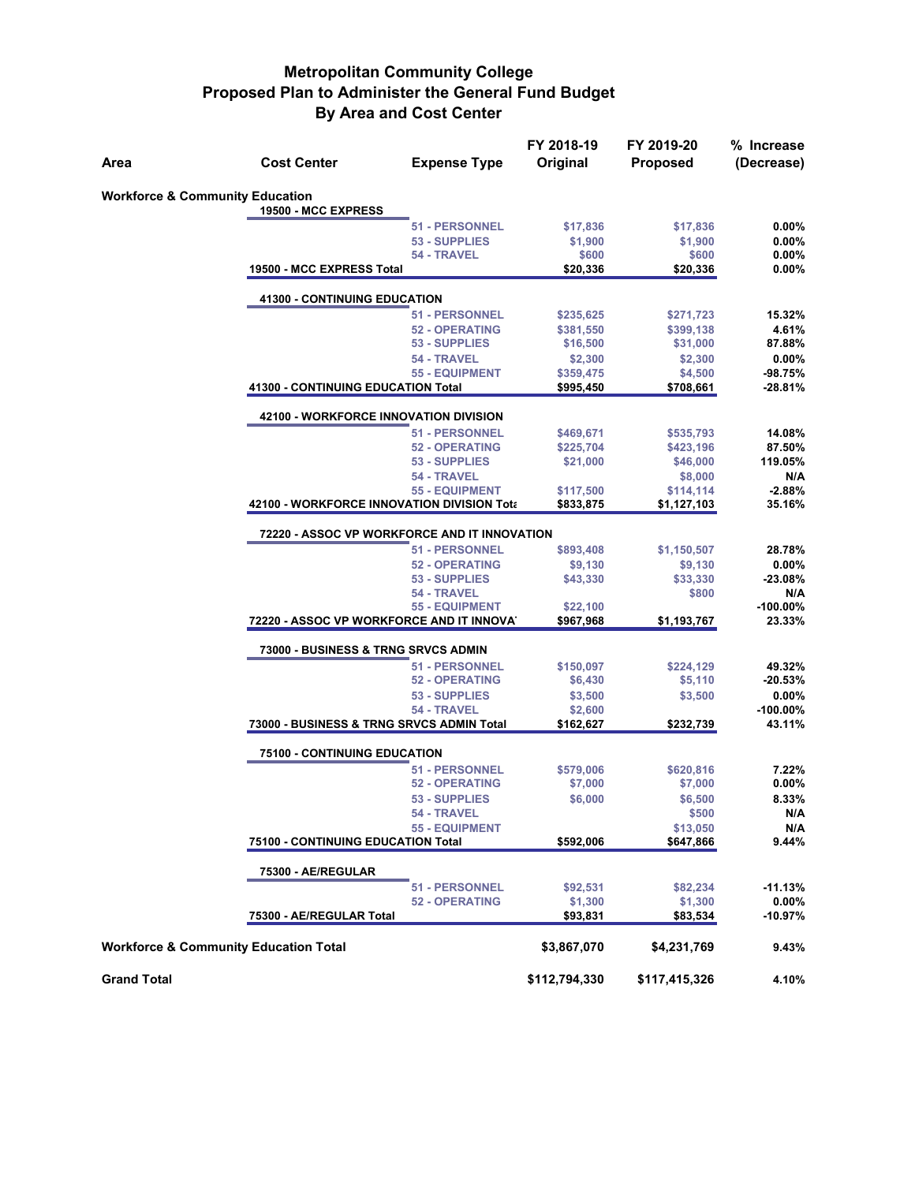# Metropolitan Community College
## Proposed Plan to Administer the General Fund Budget
## By Area and Cost Center

| Area | Cost Center | Expense Type | FY 2018-19 Original | FY 2019-20 Proposed | % Increase (Decrease) |
|---|---|---|---|---|---|
| **Workforce & Community Education** | | | | | |
| | **19500 - MCC EXPRESS** | | | | |
| | | 51 - PERSONNEL | $17,836 | $17,836 | 0.00% |
| | | 53 - SUPPLIES | $1,900 | $1,900 | 0.00% |
| | | 54 - TRAVEL | $600 | $600 | 0.00% |
| | **19500 - MCC EXPRESS Total** | | $20,336 | $20,336 | 0.00% |
| | **41300 - CONTINUING EDUCATION** | | | | |
| | | 51 - PERSONNEL | $235,625 | $271,723 | 15.32% |
| | | 52 - OPERATING | $381,550 | $399,138 | 4.61% |
| | | 53 - SUPPLIES | $16,500 | $31,000 | 87.88% |
| | | 54 - TRAVEL | $2,300 | $2,300 | 0.00% |
| | | 55 - EQUIPMENT | $359,475 | $4,500 | -98.75% |
| | **41300 - CONTINUING EDUCATION Total** | | $995,450 | $708,661 | -28.81% |
| | **42100 - WORKFORCE INNOVATION DIVISION** | | | | |
| | | 51 - PERSONNEL | $469,671 | $535,793 | 14.08% |
| | | 52 - OPERATING | $225,704 | $423,196 | 87.50% |
| | | 53 - SUPPLIES | $21,000 | $46,000 | 119.05% |
| | | 54 - TRAVEL | | $8,000 | N/A |
| | | 55 - EQUIPMENT | $117,500 | $114,114 | -2.88% |
| | **42100 - WORKFORCE INNOVATION DIVISION Tota** | | $833,875 | $1,127,103 | 35.16% |
| | **72220 - ASSOC VP WORKFORCE AND IT INNOVATION** | | | | |
| | | 51 - PERSONNEL | $893,408 | $1,150,507 | 28.78% |
| | | 52 - OPERATING | $9,130 | $9,130 | 0.00% |
| | | 53 - SUPPLIES | $43,330 | $33,330 | -23.08% |
| | | 54 - TRAVEL | | $800 | N/A |
| | | 55 - EQUIPMENT | $22,100 | | -100.00% |
| | **72220 - ASSOC VP WORKFORCE AND IT INNOVA'** | | $967,968 | $1,193,767 | 23.33% |
| | **73000 - BUSINESS & TRNG SRVCS ADMIN** | | | | |
| | | 51 - PERSONNEL | $150,097 | $224,129 | 49.32% |
| | | 52 - OPERATING | $6,430 | $5,110 | -20.53% |
| | | 53 - SUPPLIES | $3,500 | $3,500 | 0.00% |
| | | 54 - TRAVEL | $2,600 | | -100.00% |
| | **73000 - BUSINESS & TRNG SRVCS ADMIN Total** | | $162,627 | $232,739 | 43.11% |
| | **75100 - CONTINUING EDUCATION** | | | | |
| | | 51 - PERSONNEL | $579,006 | $620,816 | 7.22% |
| | | 52 - OPERATING | $7,000 | $7,000 | 0.00% |
| | | 53 - SUPPLIES | $6,000 | $6,500 | 8.33% |
| | | 54 - TRAVEL | | $500 | N/A |
| | | 55 - EQUIPMENT | | $13,050 | N/A |
| | **75100 - CONTINUING EDUCATION Total** | | $592,006 | $647,866 | 9.44% |
| | **75300 - AE/REGULAR** | | | | |
| | | 51 - PERSONNEL | $92,531 | $82,234 | -11.13% |
| | | 52 - OPERATING | $1,300 | $1,300 | 0.00% |
| | **75300 - AE/REGULAR Total** | | $93,831 | $83,534 | -10.97% |
| **Workforce & Community Education Total** | | | $3,867,070 | $4,231,769 | 9.43% |
| **Grand Total** | | | $112,794,330 | $117,415,326 | 4.10% |